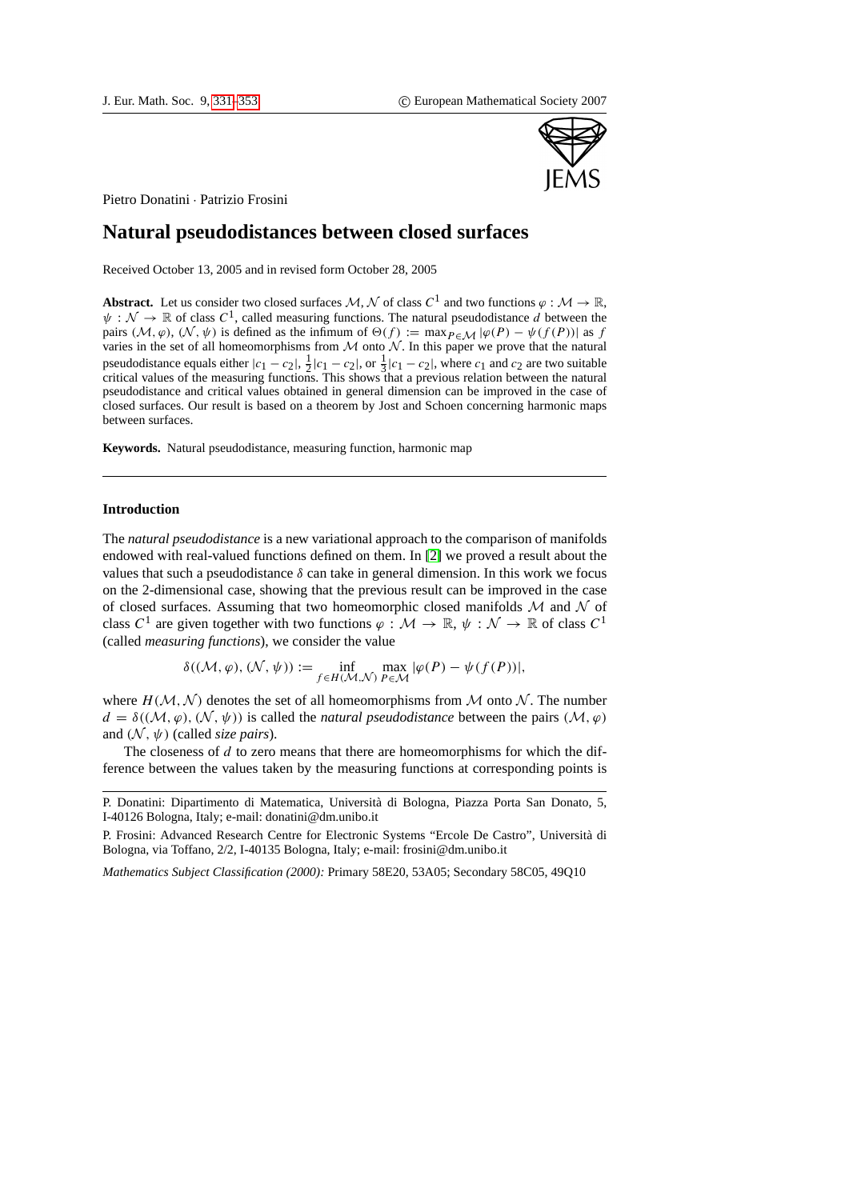Pietro Donatini · Patrizio Frosini

# Natural pseudodistances between closed surfaces

Received October 13, 2005 and in revised form October 28, 2005

**Abstract.** Let us consider two closed surfaces $\mathcal{M}, \mathcal{N}$ of class $C^1$ and two functions $\varphi : \mathcal{M} \to \mathbb{R}$, $\psi : \mathcal{N} \to \mathbb{R}$ of class $C^1$, called measuring functions. The natural pseudodistance $d$ between the pairs $(\mathcal{M}, \varphi)$, $(\mathcal{N}, \psi)$ is defined as the infimum of $\Theta(f) := \max_{P \in \mathcal{M}} |\varphi(P) - \psi(f(P))|$ as $f$ varies in the set of all homeomorphisms from $\mathcal{M}$ onto $\mathcal{N}$. In this paper we prove that the natural pseudodistance equals either $|c_1 - c_2|$, $\frac{1}{2}|c_1 - c_2|$, or $\frac{1}{3}|c_1 - c_2|$, where $c_1$ and $c_2$ are two suitable critical values of the measuring functions. This shows that a previous relation between the natural pseudodistance and critical values obtained in general dimension can be improved in the case of closed surfaces. Our result is based on a theorem by Jost and Schoen concerning harmonic maps between surfaces.

**Keywords.** Natural pseudodistance, measuring function, harmonic map

## Introduction

The *natural pseudodistance* is a new variational approach to the comparison of manifolds endowed with real-valued functions defined on them. In [2] we proved a result about the values that such a pseudodistance $\delta$ can take in general dimension. In this work we focus on the 2-dimensional case, showing that the previous result can be improved in the case of closed surfaces. Assuming that two homeomorphic closed manifolds $\mathcal{M}$ and $\mathcal{N}$ of class $C^1$ are given together with two functions $\varphi : \mathcal{M} \to \mathbb{R}$, $\psi : \mathcal{N} \to \mathbb{R}$ of class $C^1$ (called *measuring functions*), we consider the value

$$\delta((\mathcal{M}, \varphi), (\mathcal{N}, \psi)) := \inf_{f \in H(\mathcal{M}, \mathcal{N})} \max_{P \in \mathcal{M}} |\varphi(P) - \psi(f(P))|,$$

where $H(\mathcal{M}, \mathcal{N})$ denotes the set of all homeomorphisms from $\mathcal{M}$ onto $\mathcal{N}$. The number $d = \delta((\mathcal{M}, \varphi), (\mathcal{N}, \psi))$ is called the *natural pseudodistance* between the pairs $(\mathcal{M}, \varphi)$ and $(\mathcal{N}, \psi)$ (called *size pairs*).

The closeness of $d$ to zero means that there are homeomorphisms for which the difference between the values taken by the measuring functions at corresponding points is

---

P. Donatini: Dipartimento di Matematica, Università di Bologna, Piazza Porta San Donato, 5, I-40126 Bologna, Italy; e-mail: donatini@dm.unibo.it

P. Frosini: Advanced Research Centre for Electronic Systems "Ercole De Castro", Università di Bologna, via Toffano, 2/2, I-40135 Bologna, Italy; e-mail: frosini@dm.unibo.it

*Mathematics Subject Classification (2000):* Primary 58E20, 53A05; Secondary 58C05, 49Q10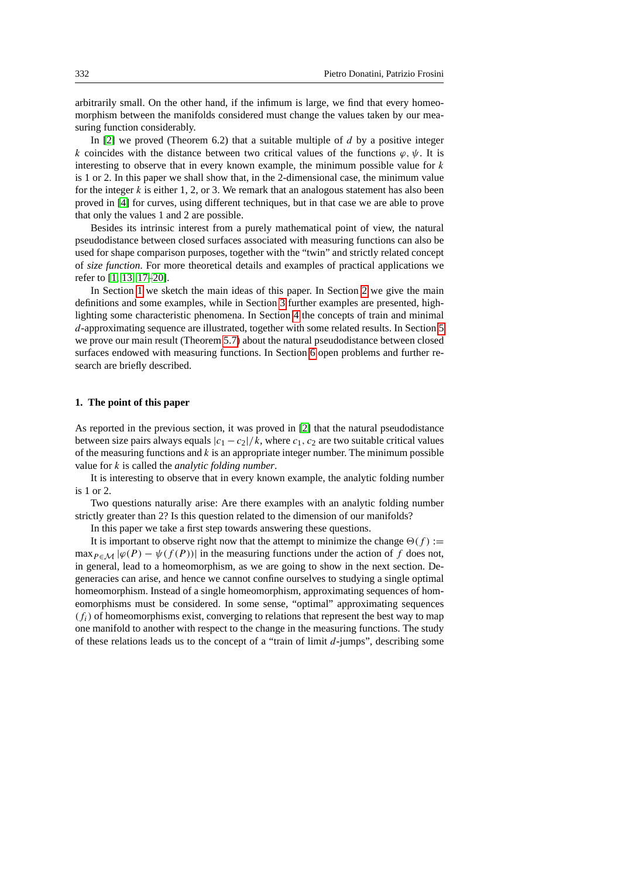arbitrarily small. On the other hand, if the infimum is large, we find that every homeomorphism between the manifolds considered must change the values taken by our measuring function considerably.

In [2] we proved (Theorem 6.2) that a suitable multiple of $d$ by a positive integer $k$ coincides with the distance between two critical values of the functions $\varphi$, $\psi$. It is interesting to observe that in every known example, the minimum possible value for $k$ is 1 or 2. In this paper we shall show that, in the 2-dimensional case, the minimum value for the integer $k$ is either 1, 2, or 3. We remark that an analogous statement has also been proved in [4] for curves, using different techniques, but in that case we are able to prove that only the values 1 and 2 are possible.

Besides its intrinsic interest from a purely mathematical point of view, the natural pseudodistance between closed surfaces associated with measuring functions can also be used for shape comparison purposes, together with the "twin" and strictly related concept of *size function*. For more theoretical details and examples of practical applications we refer to [1, 13, 17–20].

In Section 1 we sketch the main ideas of this paper. In Section 2 we give the main definitions and some examples, while in Section 3 further examples are presented, highlighting some characteristic phenomena. In Section 4 the concepts of train and minimal $d$-approximating sequence are illustrated, together with some related results. In Section 5 we prove our main result (Theorem 5.7) about the natural pseudodistance between closed surfaces endowed with measuring functions. In Section 6 open problems and further research are briefly described.

## 1. The point of this paper

As reported in the previous section, it was proved in [2] that the natural pseudodistance between size pairs always equals $|c_1 - c_2|/k$, where $c_1$, $c_2$ are two suitable critical values of the measuring functions and $k$ is an appropriate integer number. The minimum possible value for $k$ is called the *analytic folding number*.

It is interesting to observe that in every known example, the analytic folding number is 1 or 2.

Two questions naturally arise: Are there examples with an analytic folding number strictly greater than 2? Is this question related to the dimension of our manifolds?

In this paper we take a first step towards answering these questions.

It is important to observe right now that the attempt to minimize the change $\Theta(f) := \max_{P\in\mathcal{M}} |\varphi(P) - \psi(f(P))|$ in the measuring functions under the action of $f$ does not, in general, lead to a homeomorphism, as we are going to show in the next section. Degeneracies can arise, and hence we cannot confine ourselves to studying a single optimal homeomorphism. Instead of a single homeomorphism, approximating sequences of homeomorphisms must be considered. In some sense, "optimal" approximating sequences $(f_i)$ of homeomorphisms exist, converging to relations that represent the best way to map one manifold to another with respect to the change in the measuring functions. The study of these relations leads us to the concept of a "train of limit $d$-jumps", describing some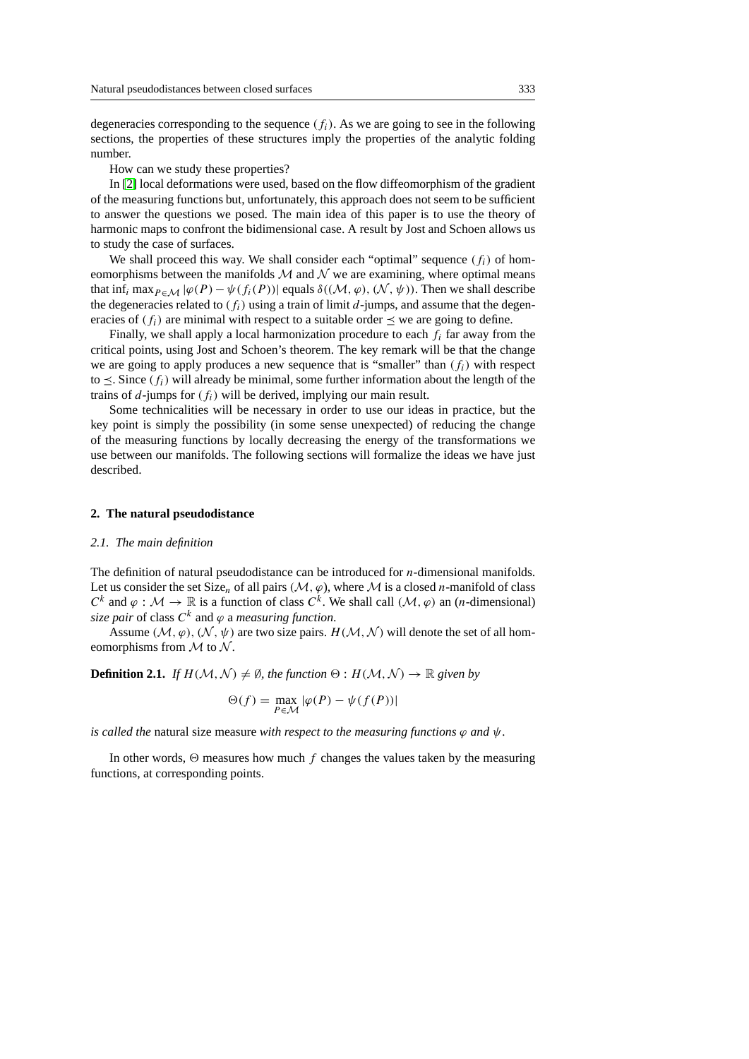degeneracies corresponding to the sequence $(f_i)$. As we are going to see in the following sections, the properties of these structures imply the properties of the analytic folding number.

How can we study these properties?

In [2] local deformations were used, based on the flow diffeomorphism of the gradient of the measuring functions but, unfortunately, this approach does not seem to be sufficient to answer the questions we posed. The main idea of this paper is to use the theory of harmonic maps to confront the bidimensional case. A result by Jost and Schoen allows us to study the case of surfaces.

We shall proceed this way. We shall consider each "optimal" sequence $(f_i)$ of homeomorphisms between the manifolds $\mathcal{M}$ and $\mathcal{N}$ we are examining, where optimal means that $\inf_i \max_{P\in\mathcal{M}} |\varphi(P) - \psi(f_i(P))|$ equals $\delta((\mathcal{M}, \varphi), (\mathcal{N}, \psi))$. Then we shall describe the degeneracies related to $(f_i)$ using a train of limit $d$-jumps, and assume that the degeneracies of $(f_i)$ are minimal with respect to a suitable order $\preceq$ we are going to define.

Finally, we shall apply a local harmonization procedure to each $f_i$ far away from the critical points, using Jost and Schoen's theorem. The key remark will be that the change we are going to apply produces a new sequence that is "smaller" than $(f_i)$ with respect to $\preceq$. Since $(f_i)$ will already be minimal, some further information about the length of the trains of $d$-jumps for $(f_i)$ will be derived, implying our main result.

Some technicalities will be necessary in order to use our ideas in practice, but the key point is simply the possibility (in some sense unexpected) of reducing the change of the measuring functions by locally decreasing the energy of the transformations we use between our manifolds. The following sections will formalize the ideas we have just described.

## 2. The natural pseudodistance

### *2.1. The main definition*

The definition of natural pseudodistance can be introduced for $n$-dimensional manifolds. Let us consider the set $\text{Size}_n$ of all pairs $(\mathcal{M}, \varphi)$, where $\mathcal{M}$ is a closed $n$-manifold of class $C^k$ and $\varphi : \mathcal{M} \to \mathbb{R}$ is a function of class $C^k$. We shall call $(\mathcal{M}, \varphi)$ an ($n$-dimensional) *size pair* of class $C^k$ and $\varphi$ a *measuring function*.

Assume $(\mathcal{M}, \varphi)$, $(\mathcal{N}, \psi)$ are two size pairs. $H(\mathcal{M}, \mathcal{N})$ will denote the set of all homeomorphisms from $\mathcal{M}$ to $\mathcal{N}$.

**Definition 2.1.** *If $H(\mathcal{M}, \mathcal{N}) \neq \emptyset$, the function $\Theta : H(\mathcal{M}, \mathcal{N}) \to \mathbb{R}$ given by*

$$\Theta(f) = \max_{P\in\mathcal{M}} |\varphi(P) - \psi(f(P))|$$

*is called the* natural size measure *with respect to the measuring functions $\varphi$ and $\psi$.*

In other words, $\Theta$ measures how much $f$ changes the values taken by the measuring functions, at corresponding points.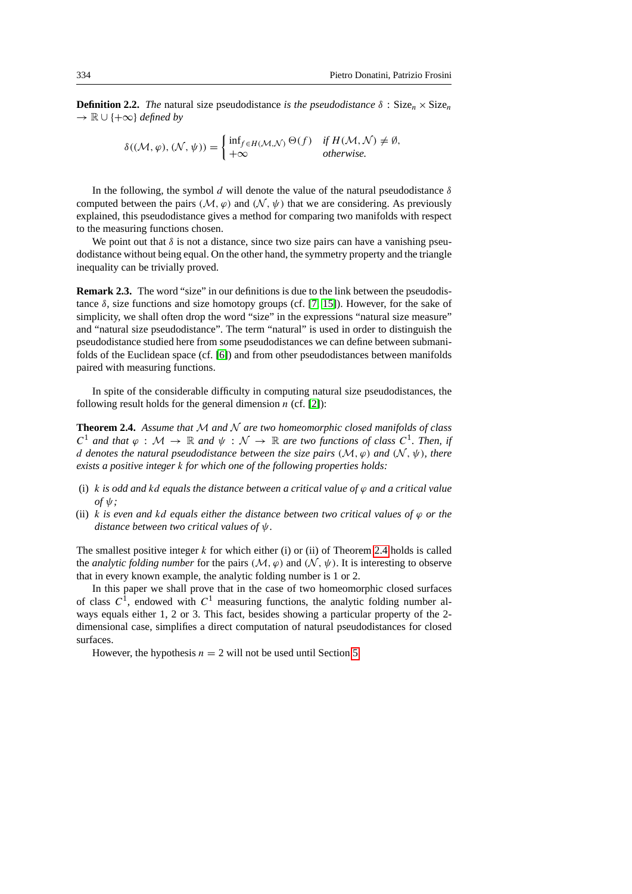**Definition 2.2.** *The* natural size pseudodistance *is the pseudodistance* $\delta : \mathrm{Size}_n \times \mathrm{Size}_n \to \mathbb{R} \cup \{+\infty\}$ *defined by*

$$\delta((\mathcal{M}, \varphi), (\mathcal{N}, \psi)) = \begin{cases} \inf_{f \in H(\mathcal{M},\mathcal{N})} \Theta(f) & \text{if } H(\mathcal{M}, \mathcal{N}) \neq \emptyset, \\ +\infty & \text{otherwise.} \end{cases}$$

In the following, the symbol $d$ will denote the value of the natural pseudodistance $\delta$ computed between the pairs $(\mathcal{M}, \varphi)$ and $(\mathcal{N}, \psi)$ that we are considering. As previously explained, this pseudodistance gives a method for comparing two manifolds with respect to the measuring functions chosen.

We point out that $\delta$ is not a distance, since two size pairs can have a vanishing pseudodistance without being equal. On the other hand, the symmetry property and the triangle inequality can be trivially proved.

**Remark 2.3.** The word "size" in our definitions is due to the link between the pseudodistance $\delta$, size functions and size homotopy groups (cf. [7, 15]). However, for the sake of simplicity, we shall often drop the word "size" in the expressions "natural size measure" and "natural size pseudodistance". The term "natural" is used in order to distinguish the pseudodistance studied here from some pseudodistances we can define between submanifolds of the Euclidean space (cf. [6]) and from other pseudodistances between manifolds paired with measuring functions.

In spite of the considerable difficulty in computing natural size pseudodistances, the following result holds for the general dimension $n$ (cf. [2]):

**Theorem 2.4.** *Assume that $\mathcal{M}$ and $\mathcal{N}$ are two homeomorphic closed manifolds of class $C^1$ and that $\varphi : \mathcal{M} \to \mathbb{R}$ and $\psi : \mathcal{N} \to \mathbb{R}$ are two functions of class $C^1$. Then, if $d$ denotes the natural pseudodistance between the size pairs $(\mathcal{M}, \varphi)$ and $(\mathcal{N}, \psi)$, there exists a positive integer $k$ for which one of the following properties holds:*

- (i) *$k$ is odd and $kd$ equals the distance between a critical value of $\varphi$ and a critical value of $\psi$;*
- (ii) *$k$ is even and $kd$ equals either the distance between two critical values of $\varphi$ or the distance between two critical values of $\psi$.*

The smallest positive integer $k$ for which either (i) or (ii) of Theorem 2.4 holds is called the *analytic folding number* for the pairs $(\mathcal{M}, \varphi)$ and $(\mathcal{N}, \psi)$. It is interesting to observe that in every known example, the analytic folding number is 1 or 2.

In this paper we shall prove that in the case of two homeomorphic closed surfaces of class $C^1$, endowed with $C^1$ measuring functions, the analytic folding number always equals either 1, 2 or 3. This fact, besides showing a particular property of the 2-dimensional case, simplifies a direct computation of natural pseudodistances for closed surfaces.

However, the hypothesis $n = 2$ will not be used until Section 5.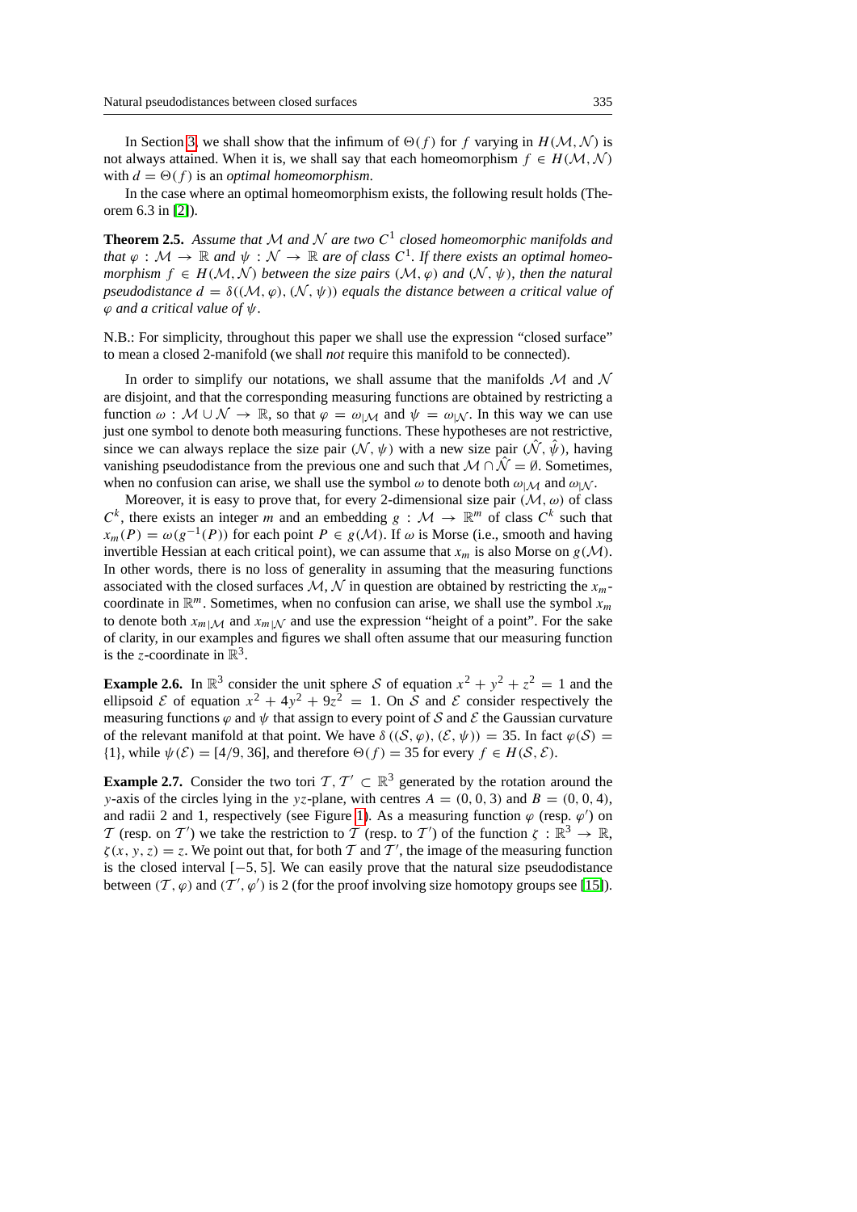In Section 3, we shall show that the infimum of $\Theta(f)$ for $f$ varying in $H(\mathcal{M}, \mathcal{N})$ is not always attained. When it is, we shall say that each homeomorphism $f \in H(\mathcal{M}, \mathcal{N})$ with $d = \Theta(f)$ is an *optimal homeomorphism*.

In the case where an optimal homeomorphism exists, the following result holds (Theorem 6.3 in [2]).

**Theorem 2.5.** *Assume that $\mathcal{M}$ and $\mathcal{N}$ are two $C^1$ closed homeomorphic manifolds and that $\varphi : \mathcal{M} \to \mathbb{R}$ and $\psi : \mathcal{N} \to \mathbb{R}$ are of class $C^1$. If there exists an optimal homeomorphism $f \in H(\mathcal{M}, \mathcal{N})$ between the size pairs $(\mathcal{M}, \varphi)$ and $(\mathcal{N}, \psi)$, then the natural pseudodistance $d = \delta((\mathcal{M}, \varphi), (\mathcal{N}, \psi))$ equals the distance between a critical value of $\varphi$ and a critical value of $\psi$.*

N.B.: For simplicity, throughout this paper we shall use the expression "closed surface" to mean a closed 2-manifold (we shall *not* require this manifold to be connected).

In order to simplify our notations, we shall assume that the manifolds $\mathcal{M}$ and $\mathcal{N}$ are disjoint, and that the corresponding measuring functions are obtained by restricting a function $\omega : \mathcal{M} \cup \mathcal{N} \to \mathbb{R}$, so that $\varphi = \omega_{|\mathcal{M}}$ and $\psi = \omega_{|\mathcal{N}}$. In this way we can use just one symbol to denote both measuring functions. These hypotheses are not restrictive, since we can always replace the size pair $(\mathcal{N}, \psi)$ with a new size pair $(\hat{\mathcal{N}}, \hat{\psi})$, having vanishing pseudodistance from the previous one and such that $\mathcal{M} \cap \hat{\mathcal{N}} = \emptyset$. Sometimes, when no confusion can arise, we shall use the symbol $\omega$ to denote both $\omega_{|\mathcal{M}}$ and $\omega_{|\mathcal{N}}$.

Moreover, it is easy to prove that, for every 2-dimensional size pair $(\mathcal{M}, \omega)$ of class $C^k$, there exists an integer $m$ and an embedding $g : \mathcal{M} \to \mathbb{R}^m$ of class $C^k$ such that $x_m(P) = \omega(g^{-1}(P))$ for each point $P \in g(\mathcal{M})$. If $\omega$ is Morse (i.e., smooth and having invertible Hessian at each critical point), we can assume that $x_m$ is also Morse on $g(\mathcal{M})$. In other words, there is no loss of generality in assuming that the measuring functions associated with the closed surfaces $\mathcal{M}, \mathcal{N}$ in question are obtained by restricting the $x_m$-coordinate in $\mathbb{R}^m$. Sometimes, when no confusion can arise, we shall use the symbol $x_m$ to denote both $x_{m|\mathcal{M}}$ and $x_{m|\mathcal{N}}$ and use the expression "height of a point". For the sake of clarity, in our examples and figures we shall often assume that our measuring function is the $z$-coordinate in $\mathbb{R}^3$.

**Example 2.6.** In $\mathbb{R}^3$ consider the unit sphere $\mathcal{S}$ of equation $x^2 + y^2 + z^2 = 1$ and the ellipsoid $\mathcal{E}$ of equation $x^2 + 4y^2 + 9z^2 = 1$. On $\mathcal{S}$ and $\mathcal{E}$ consider respectively the measuring functions $\varphi$ and $\psi$ that assign to every point of $\mathcal{S}$ and $\mathcal{E}$ the Gaussian curvature of the relevant manifold at that point. We have $\delta((\mathcal{S}, \varphi), (\mathcal{E}, \psi)) = 35$. In fact $\varphi(\mathcal{S}) = \{1\}$, while $\psi(\mathcal{E}) = [4/9, 36]$, and therefore $\Theta(f) = 35$ for every $f \in H(\mathcal{S}, \mathcal{E})$.

**Example 2.7.** Consider the two tori $\mathcal{T}, \mathcal{T}' \subset \mathbb{R}^3$ generated by the rotation around the $y$-axis of the circles lying in the $yz$-plane, with centres $A = (0, 0, 3)$ and $B = (0, 0, 4)$, and radii 2 and 1, respectively (see Figure 1). As a measuring function $\varphi$ (resp. $\varphi'$) on $\mathcal{T}$ (resp. on $\mathcal{T}'$) we take the restriction to $\mathcal{T}$ (resp. to $\mathcal{T}'$) of the function $\zeta : \mathbb{R}^3 \to \mathbb{R}$, $\zeta(x, y, z) = z$. We point out that, for both $\mathcal{T}$ and $\mathcal{T}'$, the image of the measuring function is the closed interval $[-5, 5]$. We can easily prove that the natural size pseudodistance between $(\mathcal{T}, \varphi)$ and $(\mathcal{T}', \varphi')$ is 2 (for the proof involving size homotopy groups see [15]).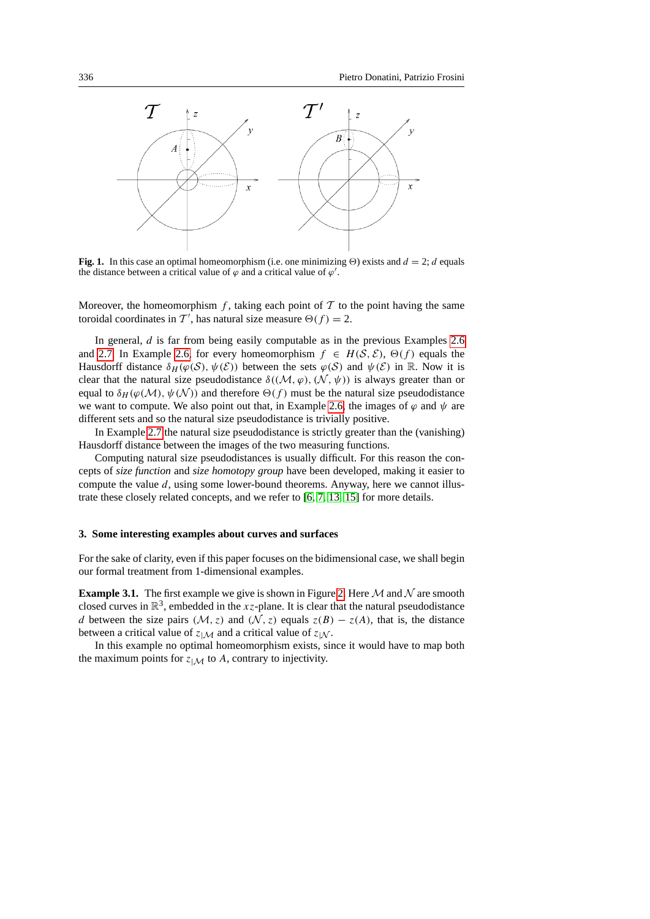**Fig. 1.** In this case an optimal homeomorphism (i.e. one minimizing $\Theta$) exists and $d = 2$; $d$ equals the distance between a critical value of $\varphi$ and a critical value of $\varphi'$.

Moreover, the homeomorphism $f$, taking each point of $\mathcal{T}$ to the point having the same toroidal coordinates in $\mathcal{T}'$, has natural size measure $\Theta(f) = 2$.

In general, $d$ is far from being easily computable as in the previous Examples 2.6 and 2.7. In Example 2.6, for every homeomorphism $f \in H(\mathcal{S}, \mathcal{E})$, $\Theta(f)$ equals the Hausdorff distance $\delta_H(\varphi(\mathcal{S}), \psi(\mathcal{E}))$ between the sets $\varphi(\mathcal{S})$ and $\psi(\mathcal{E})$ in $\mathbb{R}$. Now it is clear that the natural size pseudodistance $\delta((\mathcal{M}, \varphi), (\mathcal{N}, \psi))$ is always greater than or equal to $\delta_H(\varphi(\mathcal{M}), \psi(\mathcal{N}))$ and therefore $\Theta(f)$ must be the natural size pseudodistance we want to compute. We also point out that, in Example 2.6, the images of $\varphi$ and $\psi$ are different sets and so the natural size pseudodistance is trivially positive.

In Example 2.7 the natural size pseudodistance is strictly greater than the (vanishing) Hausdorff distance between the images of the two measuring functions.

Computing natural size pseudodistances is usually difficult. For this reason the concepts of *size function* and *size homotopy group* have been developed, making it easier to compute the value $d$, using some lower-bound theorems. Anyway, here we cannot illustrate these closely related concepts, and we refer to [6, 7, 13, 15] for more details.

## 3. Some interesting examples about curves and surfaces

For the sake of clarity, even if this paper focuses on the bidimensional case, we shall begin our formal treatment from 1-dimensional examples.

**Example 3.1.** The first example we give is shown in Figure 2. Here $\mathcal{M}$ and $\mathcal{N}$ are smooth closed curves in $\mathbb{R}^3$, embedded in the $xz$-plane. It is clear that the natural size pseudodistance $d$ between the size pairs $(\mathcal{M}, z)$ and $(\mathcal{N}, z)$ equals $z(B) - z(A)$, that is, the distance between a critical value of $z_{|\mathcal{M}}$ and a critical value of $z_{|\mathcal{N}}$.

In this example no optimal homeomorphism exists, since it would have to map both the maximum points for $z_{|\mathcal{M}}$ to $A$, contrary to injectivity.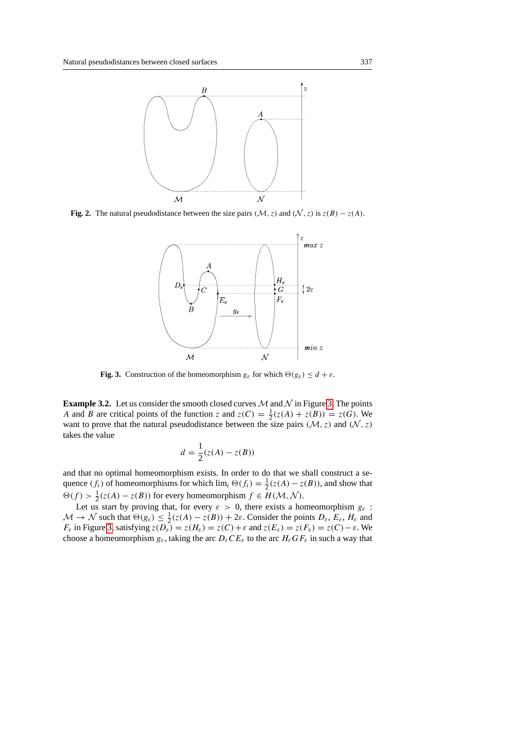**Fig. 2.** The natural pseudodistance between the size pairs $(\mathcal{M}, z)$ and $(\mathcal{N}, z)$ is $z(B) - z(A)$.

**Fig. 3.** Construction of the homeomorphism $g_\varepsilon$ for which $\Theta(g_\varepsilon) \le d + \varepsilon$.

**Example 3.2.** Let us consider the smooth closed curves $\mathcal{M}$ and $\mathcal{N}$ in Figure 3. The points $A$ and $B$ are critical points of the function $z$ and $z(C) = \frac{1}{2}(z(A) + z(B)) = z(G)$. We want to prove that the natural pseudodistance between the size pairs $(\mathcal{M}, z)$ and $(\mathcal{N}, z)$ takes the value

$$d = \frac{1}{2}(z(A) - z(B))$$

and that no optimal homeomorphism exists. In order to do that we shall construct a sequence $(f_i)$ of homeomorphisms for which $\lim_i \Theta(f_i) = \frac{1}{2}(z(A) - z(B))$, and show that $\Theta(f) > \frac{1}{2}(z(A) - z(B))$ for every homeomorphism $f \in H(\mathcal{M}, \mathcal{N})$.

Let us start by proving that, for every $\varepsilon > 0$, there exists a homeomorphism $g_\varepsilon : \mathcal{M} \to \mathcal{N}$ such that $\Theta(g_\varepsilon) \le \frac{1}{2}(z(A) - z(B)) + 2\varepsilon$. Consider the points $D_\varepsilon$, $E_\varepsilon$, $H_\varepsilon$ and $F_\varepsilon$ in Figure 3, satisfying $z(D_\varepsilon) = z(H_\varepsilon) = z(C) + \varepsilon$ and $z(E_\varepsilon) = z(F_\varepsilon) = z(C) - \varepsilon$. We choose a homeomorphism $g_\varepsilon$, taking the arc $D_\varepsilon C E_\varepsilon$ to the arc $H_\varepsilon G F_\varepsilon$ in such a way that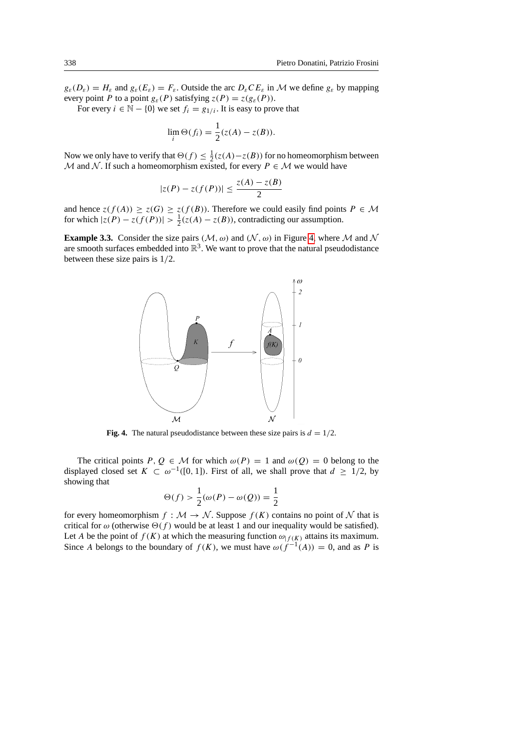$g_\varepsilon(D_\varepsilon) = H_\varepsilon$ and $g_\varepsilon(E_\varepsilon) = F_\varepsilon$. Outside the arc $D_\varepsilon C E_\varepsilon$ in $\mathcal{M}$ we define $g_\varepsilon$ by mapping every point $P$ to a point $g_\varepsilon(P)$ satisfying $z(P) = z(g_\varepsilon(P))$.

For every $i \in \mathbb{N} - \{0\}$ we set $f_i = g_{1/i}$. It is easy to prove that

$$\lim_i \Theta(f_i) = \frac{1}{2}(z(A) - z(B)).$$

Now we only have to verify that $\Theta(f) \leq \frac{1}{2}(z(A)-z(B))$ for no homeomorphism between $\mathcal{M}$ and $\mathcal{N}$. If such a homeomorphism existed, for every $P \in \mathcal{M}$ we would have

$$|z(P) - z(f(P))| \leq \frac{z(A) - z(B)}{2}$$

and hence $z(f(A)) \geq z(G) \geq z(f(B))$. Therefore we could easily find points $P \in \mathcal{M}$ for which $|z(P) - z(f(P))| > \frac{1}{2}(z(A) - z(B))$, contradicting our assumption.

**Example 3.3.** Consider the size pairs $(\mathcal{M}, \omega)$ and $(\mathcal{N}, \omega)$ in Figure 4, where $\mathcal{M}$ and $\mathcal{N}$ are smooth surfaces embedded into $\mathbb{R}^3$. We want to prove that the natural pseudodistance between these size pairs is $1/2$.

**Fig. 4.** The natural pseudodistance between these size pairs is $d = 1/2$.

The critical points $P, Q \in \mathcal{M}$ for which $\omega(P) = 1$ and $\omega(Q) = 0$ belong to the displayed closed set $K \subset \omega^{-1}([0, 1])$. First of all, we shall prove that $d \geq 1/2$, by showing that

$$\Theta(f) > \frac{1}{2}(\omega(P) - \omega(Q)) = \frac{1}{2}$$

for every homeomorphism $f : \mathcal{M} \to \mathcal{N}$. Suppose $f(K)$ contains no point of $\mathcal{N}$ that is critical for $\omega$ (otherwise $\Theta(f)$ would be at least 1 and our inequality would be satisfied). Let $A$ be the point of $f(K)$ at which the measuring function $\omega_{|f(K)}$ attains its maximum. Since $A$ belongs to the boundary of $f(K)$, we must have $\omega(f^{-1}(A)) = 0$, and as $P$ is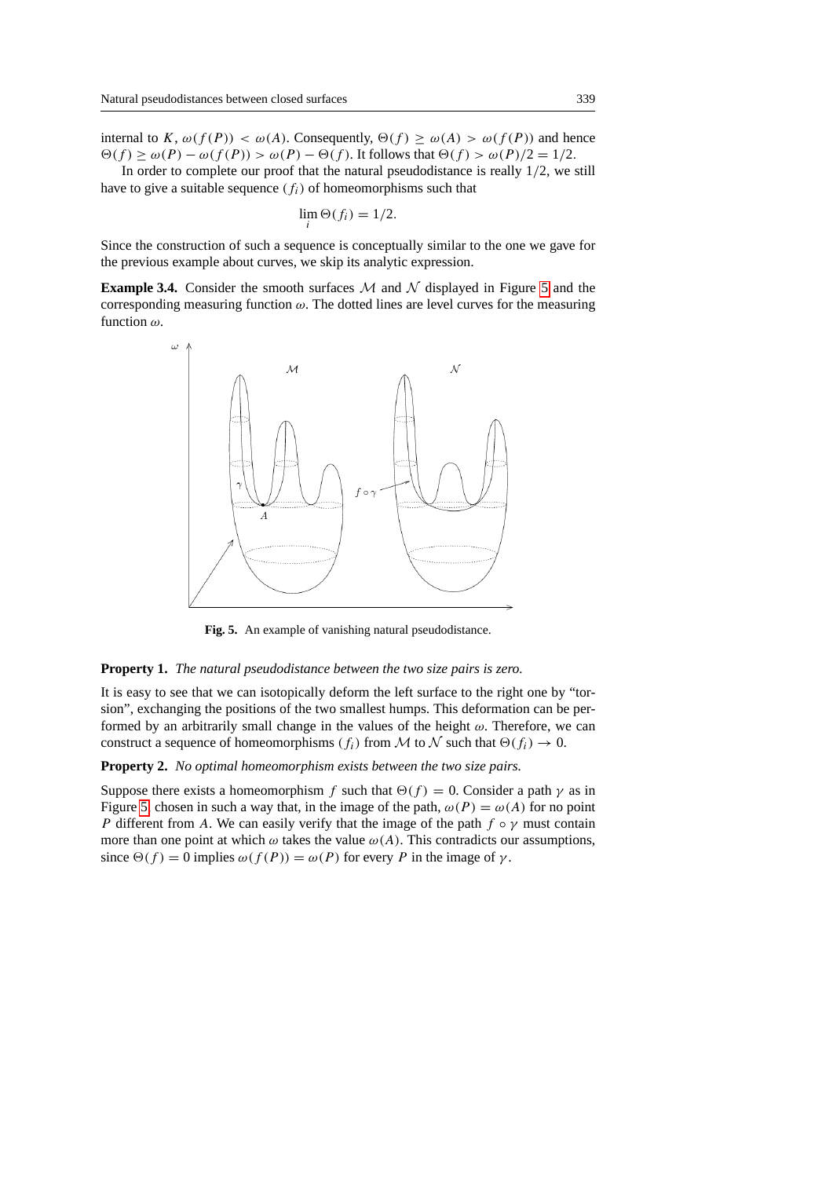internal to $K$, $\omega(f(P)) < \omega(A)$. Consequently, $\Theta(f) \geq \omega(A) > \omega(f(P))$ and hence $\Theta(f) \geq \omega(P) - \omega(f(P)) > \omega(P) - \Theta(f)$. It follows that $\Theta(f) > \omega(P)/2 = 1/2$.

In order to complete our proof that the natural pseudodistance is really $1/2$, we still have to give a suitable sequence $(f_i)$ of homeomorphisms such that

$$\lim_i \Theta(f_i) = 1/2.$$

Since the construction of such a sequence is conceptually similar to the one we gave for the previous example about curves, we skip its analytic expression.

**Example 3.4.** Consider the smooth surfaces $\mathcal{M}$ and $\mathcal{N}$ displayed in Figure 5 and the corresponding measuring function $\omega$. The dotted lines are level curves for the measuring function $\omega$.

**Fig. 5.** An example of vanishing natural pseudodistance.

**Property 1.** *The natural pseudodistance between the two size pairs is zero.*

It is easy to see that we can isotopically deform the left surface to the right one by "torsion", exchanging the positions of the two smallest humps. This deformation can be performed by an arbitrarily small change in the values of the height $\omega$. Therefore, we can construct a sequence of homeomorphisms $(f_i)$ from $\mathcal{M}$ to $\mathcal{N}$ such that $\Theta(f_i) \to 0$.

**Property 2.** *No optimal homeomorphism exists between the two size pairs.*

Suppose there exists a homeomorphism $f$ such that $\Theta(f) = 0$. Consider a path $\gamma$ as in Figure 5, chosen in such a way that, in the image of the path, $\omega(P) = \omega(A)$ for no point $P$ different from $A$. We can easily verify that the image of the path $f \circ \gamma$ must contain more than one point at which $\omega$ takes the value $\omega(A)$. This contradicts our assumptions, since $\Theta(f) = 0$ implies $\omega(f(P)) = \omega(P)$ for every $P$ in the image of $\gamma$.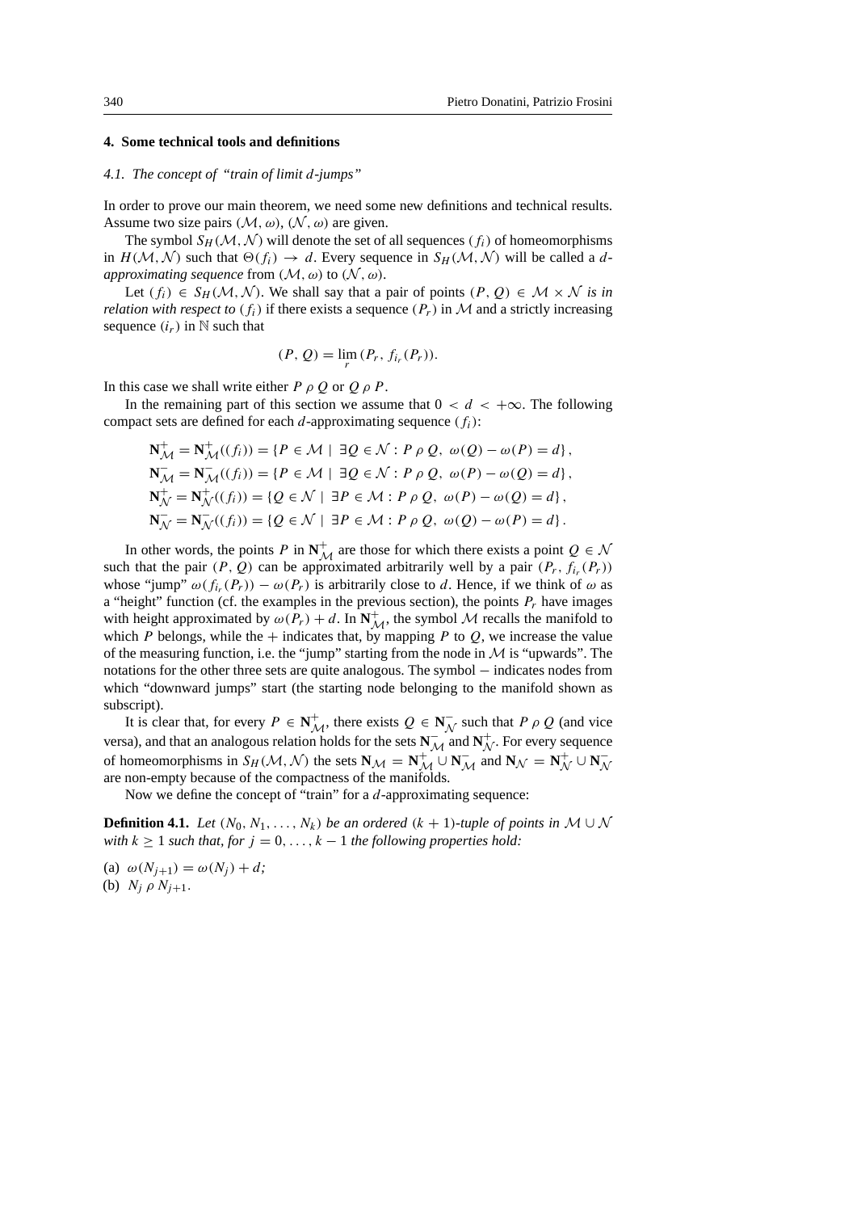## 4. Some technical tools and definitions

### 4.1. The concept of "train of limit $d$-jumps"

In order to prove our main theorem, we need some new definitions and technical results. Assume two size pairs $(\mathcal{M}, \omega)$, $(\mathcal{N}, \omega)$ are given.

The symbol $S_H(\mathcal{M}, \mathcal{N})$ will denote the set of all sequences $(f_i)$ of homeomorphisms in $H(\mathcal{M}, \mathcal{N})$ such that $\Theta(f_i) \to d$. Every sequence in $S_H(\mathcal{M}, \mathcal{N})$ will be called a *$d$-approximating sequence* from $(\mathcal{M}, \omega)$ to $(\mathcal{N}, \omega)$.

Let $(f_i) \in S_H(\mathcal{M}, \mathcal{N})$. We shall say that a pair of points $(P, Q) \in \mathcal{M} \times \mathcal{N}$ *is in relation with respect to* $(f_i)$ if there exists a sequence $(P_r)$ in $\mathcal{M}$ and a strictly increasing sequence $(i_r)$ in $\mathbb{N}$ such that

$$(P, Q) = \lim_r (P_r, f_{i_r}(P_r)).$$

In this case we shall write either $P \, \rho \, Q$ or $Q \, \rho \, P$.

In the remaining part of this section we assume that $0 < d < +\infty$. The following compact sets are defined for each $d$-approximating sequence $(f_i)$:

$$\mathbf{N}^+_{\mathcal{M}} = \mathbf{N}^+_{\mathcal{M}}((f_i)) = \{P \in \mathcal{M} \mid \exists Q \in \mathcal{N} : P \, \rho \, Q, \ \omega(Q) - \omega(P) = d\},$$
$$\mathbf{N}^-_{\mathcal{M}} = \mathbf{N}^-_{\mathcal{M}}((f_i)) = \{P \in \mathcal{M} \mid \exists Q \in \mathcal{N} : P \, \rho \, Q, \ \omega(P) - \omega(Q) = d\},$$
$$\mathbf{N}^+_{\mathcal{N}} = \mathbf{N}^+_{\mathcal{N}}((f_i)) = \{Q \in \mathcal{N} \mid \exists P \in \mathcal{M} : P \, \rho \, Q, \ \omega(P) - \omega(Q) = d\},$$
$$\mathbf{N}^-_{\mathcal{N}} = \mathbf{N}^-_{\mathcal{N}}((f_i)) = \{Q \in \mathcal{N} \mid \exists P \in \mathcal{M} : P \, \rho \, Q, \ \omega(Q) - \omega(P) = d\}.$$

In other words, the points $P$ in $\mathbf{N}^+_{\mathcal{M}}$ are those for which there exists a point $Q \in \mathcal{N}$ such that the pair $(P, Q)$ can be approximated arbitrarily well by a pair $(P_r, f_{i_r}(P_r))$ whose "jump" $\omega(f_{i_r}(P_r)) - \omega(P_r)$ is arbitrarily close to $d$. Hence, if we think of $\omega$ as a "height" function (cf. the examples in the previous section), the points $P_r$ have images with height approximated by $\omega(P_r) + d$. In $\mathbf{N}^+_{\mathcal{M}}$, the symbol $\mathcal{M}$ recalls the manifold to which $P$ belongs, while the $+$ indicates that, by mapping $P$ to $Q$, we increase the value of the measuring function, i.e. the "jump" starting from the node in $\mathcal{M}$ is "upwards". The notations for the other three sets are quite analogous. The symbol $-$ indicates nodes from which "downward jumps" start (the starting node belonging to the manifold shown as subscript).

It is clear that, for every $P \in \mathbf{N}^+_{\mathcal{M}}$, there exists $Q \in \mathbf{N}^-_{\mathcal{N}}$ such that $P \, \rho \, Q$ (and vice versa), and that an analogous relation holds for the sets $\mathbf{N}^-_{\mathcal{M}}$ and $\mathbf{N}^+_{\mathcal{N}}$. For every sequence of homeomorphisms in $S_H(\mathcal{M}, \mathcal{N})$ the sets $\mathbf{N}_{\mathcal{M}} = \mathbf{N}^+_{\mathcal{M}} \cup \mathbf{N}^-_{\mathcal{M}}$ and $\mathbf{N}_{\mathcal{N}} = \mathbf{N}^+_{\mathcal{N}} \cup \mathbf{N}^-_{\mathcal{N}}$ are non-empty because of the compactness of the manifolds.

Now we define the concept of "train" for a $d$-approximating sequence:

**Definition 4.1.** *Let $(N_0, N_1, \ldots, N_k)$ be an ordered $(k+1)$-tuple of points in $\mathcal{M} \cup \mathcal{N}$ with $k \geq 1$ such that, for $j = 0, \ldots, k-1$ the following properties hold:*

(a) $\omega(N_{j+1}) = \omega(N_j) + d$;
(b) $N_j \, \rho \, N_{j+1}$.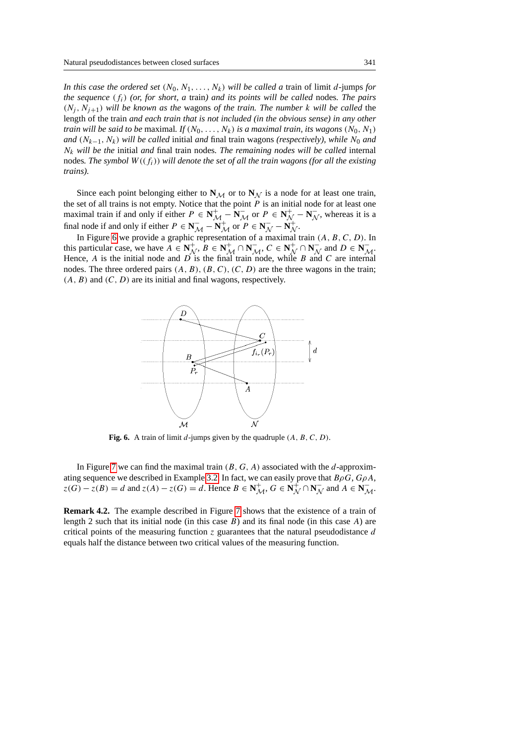*In this case the ordered set* $(N_0, N_1, \ldots, N_k)$ *will be called a* train of limit $d$-jumps *for the sequence* $(f_i)$ *(or, for short, a* train*) and its points will be called* nodes*. The pairs* $(N_j, N_{j+1})$ *will be known as the* wagons *of the train. The number* $k$ *will be called* the length of the train *and each train that is not included (in the obvious sense) in any other train will be said to be* maximal*. If* $(N_0, \ldots, N_k)$ *is a maximal train, its wagons* $(N_0, N_1)$ *and* $(N_{k-1}, N_k)$ *will be called* initial *and* final train wagons *(respectively), while* $N_0$ *and* $N_k$ *will be the* initial *and* final train nodes*. The remaining nodes will be called* internal nodes*. The symbol* $W((f_i))$ *will denote the set of all the train wagons (for all the existing trains).*

Since each point belonging either to $\mathbf{N}_{\mathcal{M}}$ or to $\mathbf{N}_{\mathcal{N}}$ is a node for at least one train, the set of all trains is not empty. Notice that the point $P$ is an initial node for at least one maximal train if and only if either $P \in \mathbf{N}^{+}_{\mathcal{M}} - \mathbf{N}^{-}_{\mathcal{M}}$ or $P \in \mathbf{N}^{+}_{\mathcal{N}} - \mathbf{N}^{-}_{\mathcal{N}}$, whereas it is a final node if and only if either $P \in \mathbf{N}^{-}_{\mathcal{M}} - \mathbf{N}^{+}_{\mathcal{M}}$ or $P \in \mathbf{N}^{-}_{\mathcal{N}} - \mathbf{N}^{+}_{\mathcal{N}}$.

In Figure 6 we provide a graphic representation of a maximal train $(A, B, C, D)$. In this particular case, we have $A \in \mathbf{N}^{+}_{\mathcal{N}}$, $B \in \mathbf{N}^{+}_{\mathcal{M}} \cap \mathbf{N}^{-}_{\mathcal{M}}$, $C \in \mathbf{N}^{+}_{\mathcal{N}} \cap \mathbf{N}^{-}_{\mathcal{N}}$ and $D \in \mathbf{N}^{-}_{\mathcal{M}}$. Hence, $A$ is the initial node and $D$ is the final train node, while $B$ and $C$ are internal nodes. The three ordered pairs $(A, B)$, $(B, C)$, $(C, D)$ are the three wagons in the train; $(A, B)$ and $(C, D)$ are its initial and final wagons, respectively.

**Fig. 6.** A train of limit $d$-jumps given by the quadruple $(A, B, C, D)$.

In Figure 7 we can find the maximal train $(B, G, A)$ associated with the $d$-approximating sequence we described in Example 3.2. In fact, we can easily prove that $B\rho G$, $G\rho A$, $z(G) - z(B) = d$ and $z(A) - z(G) = d$. Hence $B \in \mathbf{N}^{+}_{\mathcal{M}}$, $G \in \mathbf{N}^{+}_{\mathcal{N}} \cap \mathbf{N}^{-}_{\mathcal{N}}$ and $A \in \mathbf{N}^{-}_{\mathcal{M}}$.

**Remark 4.2.** The example described in Figure 7 shows that the existence of a train of length 2 such that its initial node (in this case $B$) and its final node (in this case $A$) are critical points of the measuring function $z$ guarantees that the natural pseudodistance $d$ equals half the distance between two critical values of the measuring function.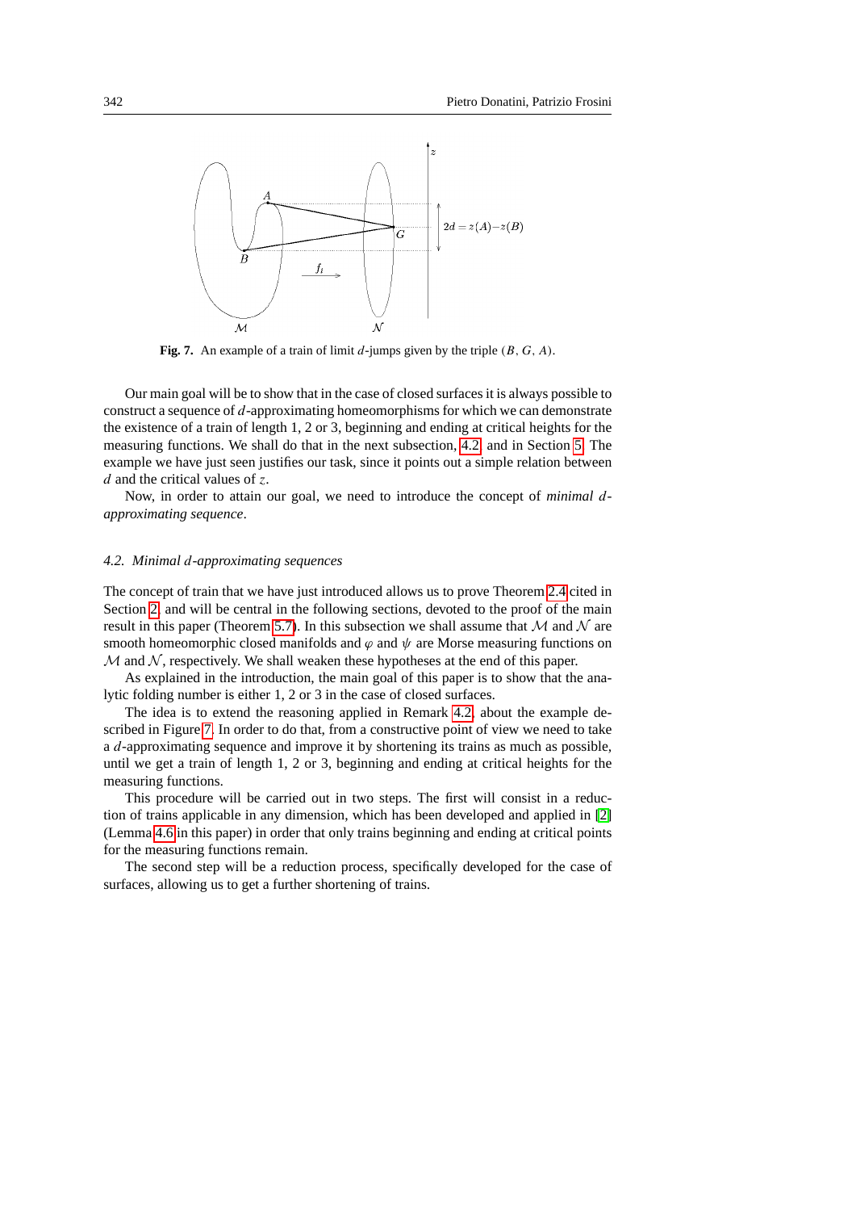**Fig. 7.** An example of a train of limit $d$-jumps given by the triple $(B, G, A)$.

Our main goal will be to show that in the case of closed surfaces it is always possible to construct a sequence of $d$-approximating homeomorphisms for which we can demonstrate the existence of a train of length 1, 2 or 3, beginning and ending at critical heights for the measuring functions. We shall do that in the next subsection, 4.2, and in Section 5. The example we have just seen justifies our task, since it points out a simple relation between $d$ and the critical values of $z$.

Now, in order to attain our goal, we need to introduce the concept of *minimal $d$-approximating sequence*.

### 4.2. Minimal $d$-approximating sequences

The concept of train that we have just introduced allows us to prove Theorem 2.4 cited in Section 2, and will be central in the following sections, devoted to the proof of the main result in this paper (Theorem 5.7). In this subsection we shall assume that $\mathcal{M}$ and $\mathcal{N}$ are smooth homeomorphic closed manifolds and $\varphi$ and $\psi$ are Morse measuring functions on $\mathcal{M}$ and $\mathcal{N}$, respectively. We shall weaken these hypotheses at the end of this paper.

As explained in the introduction, the main goal of this paper is to show that the analytic folding number is either 1, 2 or 3 in the case of closed surfaces.

The idea is to extend the reasoning applied in Remark 4.2 about the example described in Figure 7. In order to do that, from a constructive point of view we need to take a $d$-approximating sequence and improve it by shortening its trains as much as possible, until we get a train of length 1, 2 or 3, beginning and ending at critical heights for the measuring functions.

This procedure will be carried out in two steps. The first will consist in a reduction of trains applicable in any dimension, which has been developed and applied in [2] (Lemma 4.6 in this paper) in order that only trains beginning and ending at critical points for the measuring functions remain.

The second step will be a reduction process, specifically developed for the case of surfaces, allowing us to get a further shortening of trains.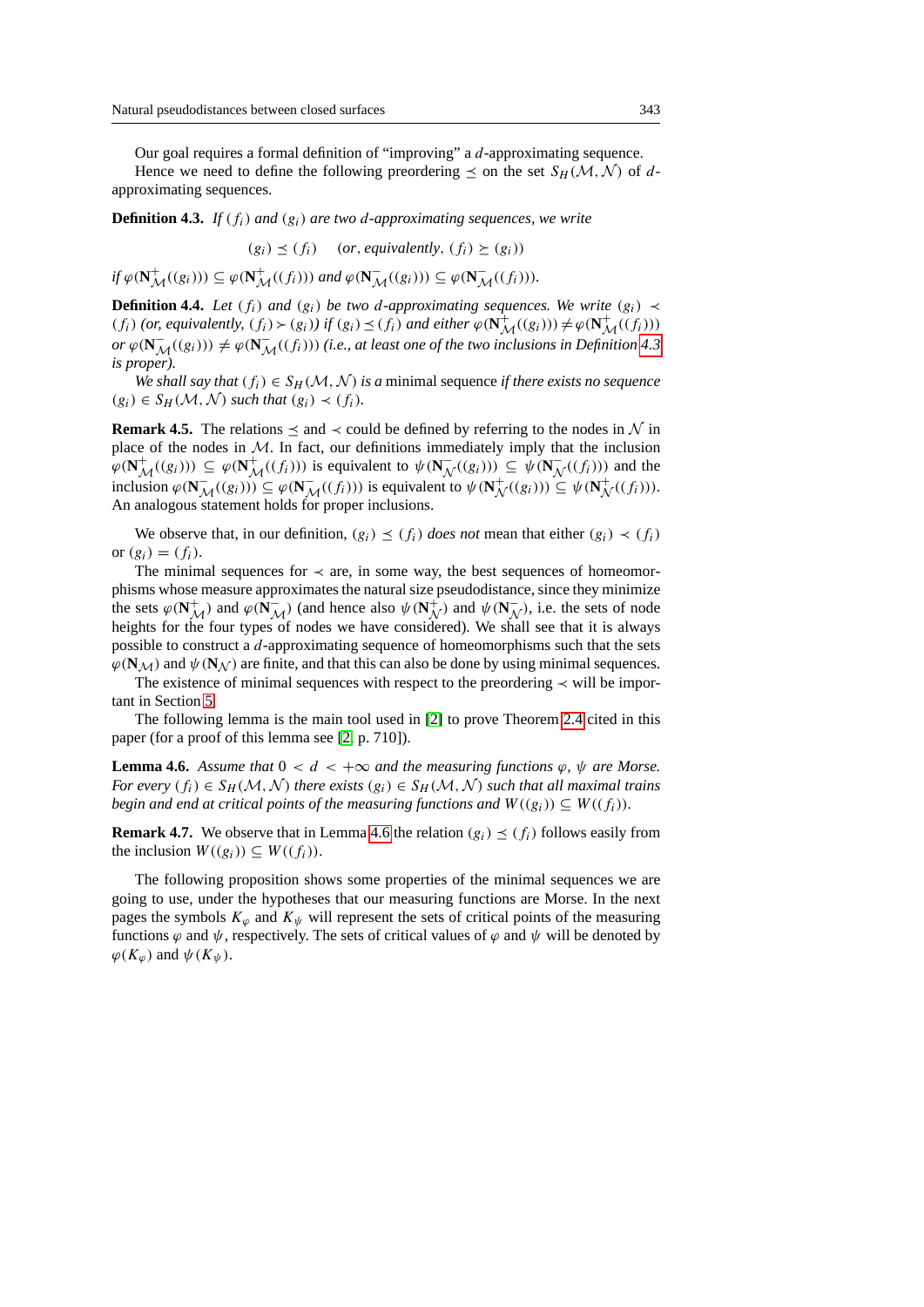Our goal requires a formal definition of "improving" a $d$-approximating sequence.

Hence we need to define the following preordering $\preceq$ on the set $S_H(\mathcal{M}, \mathcal{N})$ of $d$-approximating sequences.

**Definition 4.3.** *If $(f_i)$ and $(g_i)$ are two $d$-approximating sequences, we write*

$$(g_i) \preceq (f_i) \quad (or, equivalently, (f_i) \succeq (g_i))$$

*if $\varphi(\mathbf{N}^+_{\mathcal{M}}((g_i))) \subseteq \varphi(\mathbf{N}^+_{\mathcal{M}}((f_i)))$ and $\varphi(\mathbf{N}^-_{\mathcal{M}}((g_i))) \subseteq \varphi(\mathbf{N}^-_{\mathcal{M}}((f_i)))$.*

**Definition 4.4.** *Let $(f_i)$ and $(g_i)$ be two $d$-approximating sequences. We write $(g_i) \prec (f_i)$ (or, equivalently, $(f_i) \succ (g_i)$) if $(g_i) \preceq (f_i)$ and either $\varphi(\mathbf{N}^+_{\mathcal{M}}((g_i))) \neq \varphi(\mathbf{N}^+_{\mathcal{M}}((f_i)))$ or $\varphi(\mathbf{N}^-_{\mathcal{M}}((g_i))) \neq \varphi(\mathbf{N}^-_{\mathcal{M}}((f_i)))$ (i.e., at least one of the two inclusions in Definition 4.3 is proper).*

*We shall say that $(f_i) \in S_H(\mathcal{M}, \mathcal{N})$ is a* minimal sequence *if there exists no sequence $(g_i) \in S_H(\mathcal{M}, \mathcal{N})$ such that $(g_i) \prec (f_i)$.*

**Remark 4.5.** The relations $\preceq$ and $\prec$ could be defined by referring to the nodes in $\mathcal{N}$ in place of the nodes in $\mathcal{M}$. In fact, our definitions immediately imply that the inclusion $\varphi(\mathbf{N}^+_{\mathcal{M}}((g_i))) \subseteq \varphi(\mathbf{N}^+_{\mathcal{M}}((f_i)))$ is equivalent to $\psi(\mathbf{N}^-_{\mathcal{N}}((g_i))) \subseteq \psi(\mathbf{N}^-_{\mathcal{N}}((f_i)))$ and the inclusion $\varphi(\mathbf{N}^-_{\mathcal{M}}((g_i))) \subseteq \varphi(\mathbf{N}^-_{\mathcal{M}}((f_i)))$ is equivalent to $\psi(\mathbf{N}^+_{\mathcal{N}}((g_i))) \subseteq \psi(\mathbf{N}^+_{\mathcal{N}}((f_i)))$. An analogous statement holds for proper inclusions.

We observe that, in our definition, $(g_i) \preceq (f_i)$ *does not* mean that either $(g_i) \prec (f_i)$ or $(g_i) = (f_i)$.

The minimal sequences for $\prec$ are, in some way, the best sequences of homeomorphisms whose measure approximates the natural size pseudodistance, since they minimize the sets $\varphi(\mathbf{N}^+_{\mathcal{M}})$ and $\varphi(\mathbf{N}^-_{\mathcal{M}})$ (and hence also $\psi(\mathbf{N}^+_{\mathcal{N}})$ and $\psi(\mathbf{N}^-_{\mathcal{N}})$, i.e. the sets of node heights for the four types of nodes we have considered). We shall see that it is always possible to construct a $d$-approximating sequence of homeomorphisms such that the sets $\varphi(\mathbf{N}_{\mathcal{M}})$ and $\psi(\mathbf{N}_{\mathcal{N}})$ are finite, and that this can also be done by using minimal sequences.

The existence of minimal sequences with respect to the preordering $\prec$ will be important in Section 5.

The following lemma is the main tool used in [2] to prove Theorem 2.4 cited in this paper (for a proof of this lemma see [2, p. 710]).

**Lemma 4.6.** *Assume that $0 < d < +\infty$ and the measuring functions $\varphi$, $\psi$ are Morse. For every $(f_i) \in S_H(\mathcal{M}, \mathcal{N})$ there exists $(g_i) \in S_H(\mathcal{M}, \mathcal{N})$ such that all maximal trains begin and end at critical points of the measuring functions and $W((g_i)) \subseteq W((f_i))$.*

**Remark 4.7.** We observe that in Lemma 4.6 the relation $(g_i) \preceq (f_i)$ follows easily from the inclusion $W((g_i)) \subseteq W((f_i))$.

The following proposition shows some properties of the minimal sequences we are going to use, under the hypotheses that our measuring functions are Morse. In the next pages the symbols $K_\varphi$ and $K_\psi$ will represent the sets of critical points of the measuring functions $\varphi$ and $\psi$, respectively. The sets of critical values of $\varphi$ and $\psi$ will be denoted by $\varphi(K_\varphi)$ and $\psi(K_\psi)$.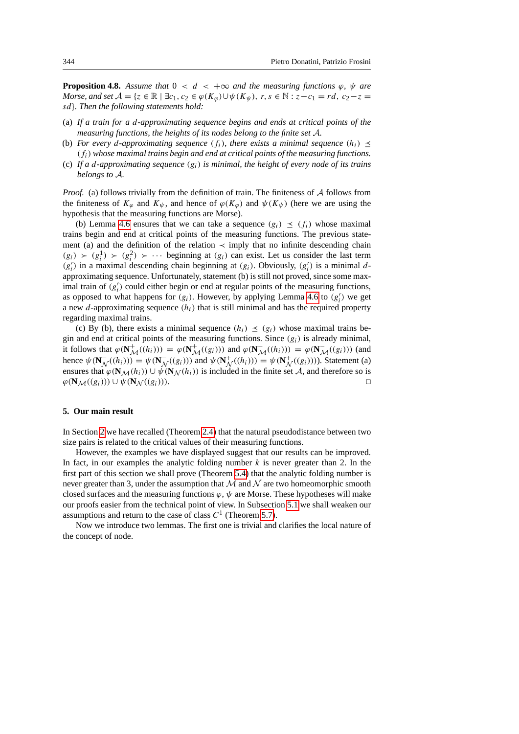**Proposition 4.8.** *Assume that $0 < d < +\infty$ and the measuring functions $\varphi$, $\psi$ are Morse, and set $\mathcal{A} = \{z \in \mathbb{R} \mid \exists c_1, c_2 \in \varphi(K_\varphi) \cup \psi(K_\psi),\ r, s \in \mathbb{N} : z - c_1 = rd,\ c_2 - z = sd\}$. Then the following statements hold:*

(a) *If a train for a $d$-approximating sequence begins and ends at critical points of the measuring functions, the heights of its nodes belong to the finite set $\mathcal{A}$.*
(b) *For every $d$-approximating sequence $(f_i)$, there exists a minimal sequence $(h_i) \preceq (f_i)$ whose maximal trains begin and end at critical points of the measuring functions.*
(c) *If a $d$-approximating sequence $(g_i)$ is minimal, the height of every node of its trains belongs to $\mathcal{A}$.*

*Proof.* (a) follows trivially from the definition of train. The finiteness of $\mathcal{A}$ follows from the finiteness of $K_\varphi$ and $K_\psi$, and hence of $\varphi(K_\varphi)$ and $\psi(K_\psi)$ (here we are using the hypothesis that the measuring functions are Morse).

(b) Lemma 4.6 ensures that we can take a sequence $(g_i) \preceq (f_i)$ whose maximal trains begin and end at critical points of the measuring functions. The previous statement (a) and the definition of the relation $\prec$ imply that no infinite descending chain $(g_i) \succ (g_i^1) \succ (g_i^2) \succ \cdots$ beginning at $(g_i)$ can exist. Let us consider the last term $(g_i')$ in a maximal descending chain beginning at $(g_i)$. Obviously, $(g_i')$ is a minimal $d$-approximating sequence. Unfortunately, statement (b) is still not proved, since some maximal train of $(g_i')$ could either begin or end at regular points of the measuring functions, as opposed to what happens for $(g_i)$. However, by applying Lemma 4.6 to $(g_i')$ we get a new $d$-approximating sequence $(h_i)$ that is still minimal and has the required property regarding maximal trains.

(c) By (b), there exists a minimal sequence $(h_i) \preceq (g_i)$ whose maximal trains begin and end at critical points of the measuring functions. Since $(g_i)$ is already minimal, it follows that $\varphi(\mathbf{N}^+_{\mathcal{M}}((h_i))) = \varphi(\mathbf{N}^+_{\mathcal{M}}((g_i)))$ and $\varphi(\mathbf{N}^-_{\mathcal{M}}((h_i))) = \varphi(\mathbf{N}^-_{\mathcal{M}}((g_i)))$ (and hence $\psi(\mathbf{N}^-_{\mathcal{N}}((h_i))) = \psi(\mathbf{N}^-_{\mathcal{N}}((g_i)))$ and $\psi(\mathbf{N}^+_{\mathcal{N}}((h_i))) = \psi(\mathbf{N}^+_{\mathcal{N}}((g_i)))$). Statement (a) ensures that $\varphi(\mathbf{N}_{\mathcal{M}}(h_i)) \cup \psi(\mathbf{N}_{\mathcal{N}}(h_i))$ is included in the finite set $\mathcal{A}$, and therefore so is $\varphi(\mathbf{N}_{\mathcal{M}}((g_i))) \cup \psi(\mathbf{N}_{\mathcal{N}}((g_i)))$. $\square$

## 5. Our main result

In Section 2 we have recalled (Theorem 2.4) that the natural pseudodistance between two size pairs is related to the critical values of their measuring functions.

However, the examples we have displayed suggest that our results can be improved. In fact, in our examples the analytic folding number $k$ is never greater than 2. In the first part of this section we shall prove (Theorem 5.4) that the analytic folding number is never greater than 3, under the assumption that $\mathcal{M}$ and $\mathcal{N}$ are two homeomorphic smooth closed surfaces and the measuring functions $\varphi$, $\psi$ are Morse. These hypotheses will make our proofs easier from the technical point of view. In Subsection 5.1 we shall weaken our assumptions and return to the case of class $C^1$ (Theorem 5.7).

Now we introduce two lemmas. The first one is trivial and clarifies the local nature of the concept of node.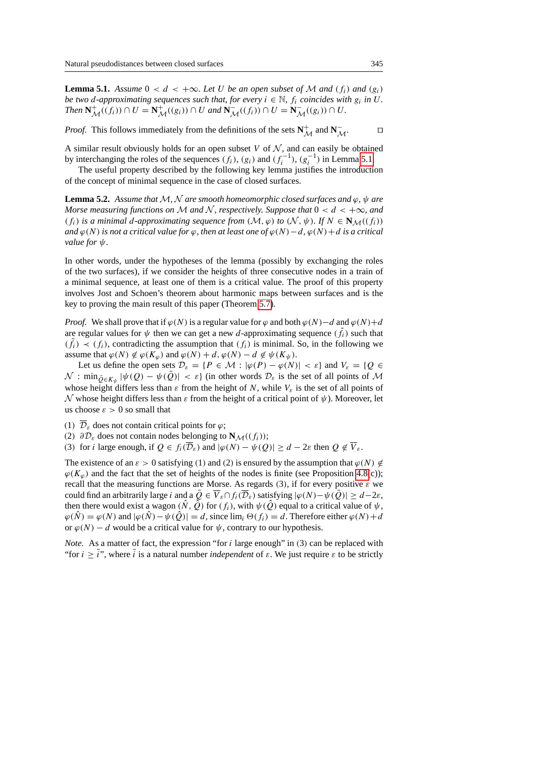**Lemma 5.1.** *Assume $0 < d < +\infty$. Let $U$ be an open subset of $\mathcal{M}$ and $(f_i)$ and $(g_i)$ be two $d$-approximating sequences such that, for every $i \in \mathbb{N}$, $f_i$ coincides with $g_i$ in $U$. Then $\mathbf{N}^+_{\mathcal{M}}((f_i)) \cap U = \mathbf{N}^+_{\mathcal{M}}((g_i)) \cap U$ and $\mathbf{N}^-_{\mathcal{M}}((f_i)) \cap U = \mathbf{N}^-_{\mathcal{M}}((g_i)) \cap U$.*

*Proof.* This follows immediately from the definitions of the sets $\mathbf{N}^+_{\mathcal{M}}$ and $\mathbf{N}^-_{\mathcal{M}}$. □

A similar result obviously holds for an open subset $V$ of $\mathcal{N}$, and can easily be obtained by interchanging the roles of the sequences $(f_i)$, $(g_i)$ and $(f_i^{-1})$, $(g_i^{-1})$ in Lemma 5.1.

The useful property described by the following key lemma justifies the introduction of the concept of minimal sequence in the case of closed surfaces.

**Lemma 5.2.** *Assume that $\mathcal{M}, \mathcal{N}$ are smooth homeomorphic closed surfaces and $\varphi$, $\psi$ are Morse measuring functions on $\mathcal{M}$ and $\mathcal{N}$, respectively. Suppose that $0 < d < +\infty$, and $(f_i)$ is a minimal $d$-approximating sequence from $(\mathcal{M}, \varphi)$ to $(\mathcal{N}, \psi)$. If $N \in \mathbf{N}_{\mathcal{M}}((f_i))$ and $\varphi(N)$ is not a critical value for $\varphi$, then at least one of $\varphi(N)-d$, $\varphi(N)+d$ is a critical value for $\psi$.*

In other words, under the hypotheses of the lemma (possibly by exchanging the roles of the two surfaces), if we consider the heights of three consecutive nodes in a train of a minimal sequence, at least one of them is a critical value. The proof of this property involves Jost and Schoen's theorem about harmonic maps between surfaces and is the key to proving the main result of this paper (Theorem 5.7).

*Proof.* We shall prove that if $\varphi(N)$ is a regular value for $\varphi$ and both $\varphi(N)-d$ and $\varphi(N)+d$ are regular values for $\psi$ then we can get a new $d$-approximating sequence $(\tilde{f}_i)$ such that $(\tilde{f}_i) \prec (f_i)$, contradicting the assumption that $(f_i)$ is minimal. So, in the following we assume that $\varphi(N) \notin \varphi(K_\varphi)$ and $\varphi(N)+d, \varphi(N)-d \notin \psi(K_\psi)$.

Let us define the open sets $\mathcal{D}_\varepsilon = \{P \in \mathcal{M} : |\varphi(P) - \varphi(N)| < \varepsilon\}$ and $V_\varepsilon = \{Q \in \mathcal{N} : \min_{\bar{Q} \in K_\psi} |\psi(Q) - \psi(\bar{Q})| < \varepsilon\}$ (in other words $\mathcal{D}_\varepsilon$ is the set of all points of $\mathcal{M}$ whose height differs less than $\varepsilon$ from the height of $N$, while $V_\varepsilon$ is the set of all points of $\mathcal{N}$ whose height differs less than $\varepsilon$ from the height of a critical point of $\psi$). Moreover, let us choose $\varepsilon > 0$ so small that

(1) $\overline{\mathcal{D}}_\varepsilon$ does not contain critical points for $\varphi$;
(2) $\partial\mathcal{D}_\varepsilon$ does not contain nodes belonging to $\mathbf{N}_{\mathcal{M}}((f_i))$;
(3) for $i$ large enough, if $Q \in f_i(\overline{\mathcal{D}}_\varepsilon)$ and $|\varphi(N) - \psi(Q)| \geq d - 2\varepsilon$ then $Q \notin \overline{V}_\varepsilon$.

The existence of an $\varepsilon > 0$ satisfying (1) and (2) is ensured by the assumption that $\varphi(N) \notin \varphi(K_\varphi)$ and the fact that the set of heights of the nodes is finite (see Proposition 4.8(c)); recall that the measuring functions are Morse. As regards (3), if for every positive $\varepsilon$ we could find an arbitrarily large $i$ and a $\bar{Q} \in \overline{V}_\varepsilon \cap f_i(\overline{\mathcal{D}}_\varepsilon)$ satisfying $|\varphi(N)-\psi(\bar{Q})| \geq d-2\varepsilon$, then there would exist a wagon $(\hat{N}, \hat{Q})$ for $(f_i)$, with $\psi(\hat{Q})$ equal to a critical value of $\psi$, $\varphi(\hat{N}) = \varphi(N)$ and $|\varphi(\hat{N}) - \psi(\hat{Q})| = d$, since $\lim_i \Theta(f_i) = d$. Therefore either $\varphi(N)+d$ or $\varphi(N) - d$ would be a critical value for $\psi$, contrary to our hypothesis.

*Note.* As a matter of fact, the expression "for $i$ large enough" in (3) can be replaced with "for $i \geq \bar{i}$", where $\bar{i}$ is a natural number *independent* of $\varepsilon$. We just require $\varepsilon$ to be strictly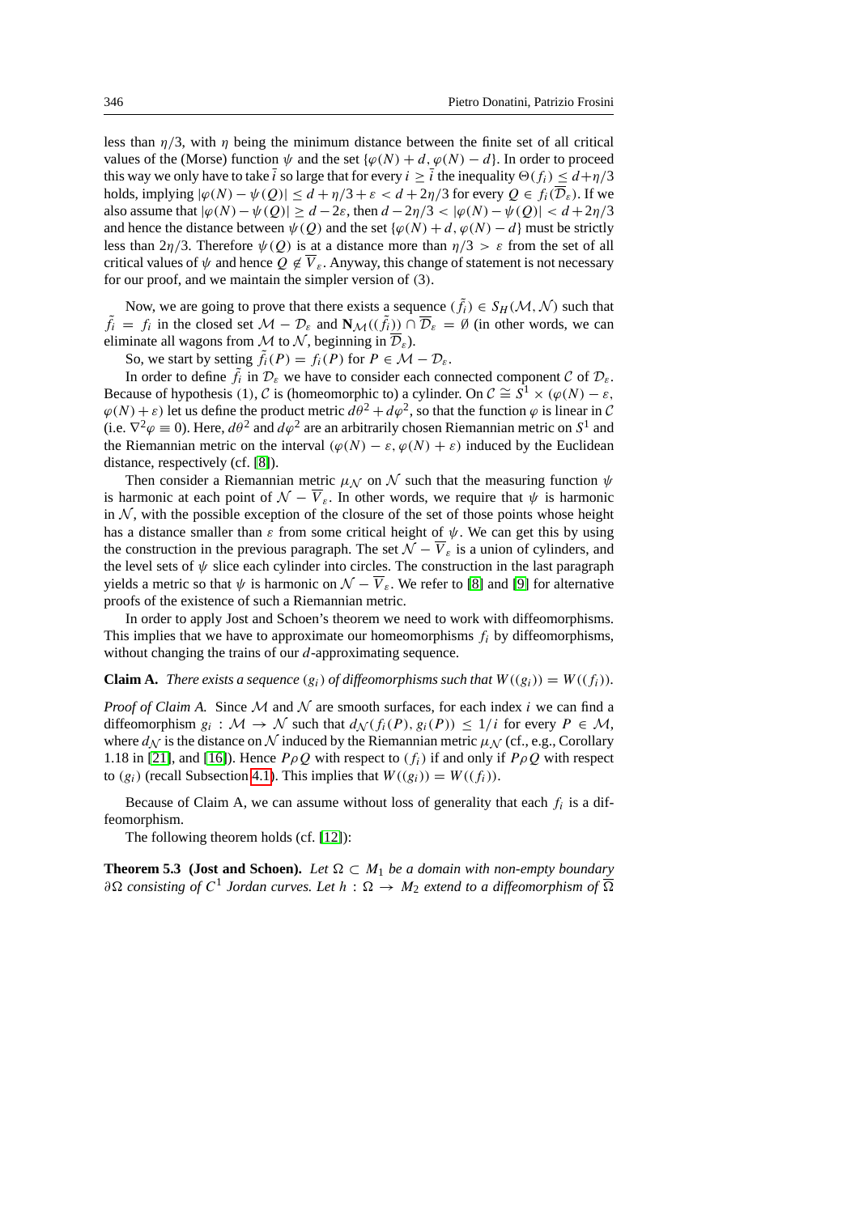less than $\eta/3$, with $\eta$ being the minimum distance between the finite set of all critical values of the (Morse) function $\psi$ and the set $\{\varphi(N)+d, \varphi(N)-d\}$. In order to proceed this way we only have to take $\bar{i}$ so large that for every $i \geq \bar{i}$ the inequality $\Theta(f_i) \leq d+\eta/3$ holds, implying $|\varphi(N)-\psi(Q)| \leq d+\eta/3+\varepsilon < d+2\eta/3$ for every $Q \in f_i(\overline{\mathcal{D}}_\varepsilon)$. If we also assume that $|\varphi(N)-\psi(Q)| \geq d-2\varepsilon$, then $d-2\eta/3 < |\varphi(N)-\psi(Q)| < d+2\eta/3$ and hence the distance between $\psi(Q)$ and the set $\{\varphi(N)+d, \varphi(N)-d\}$ must be strictly less than $2\eta/3$. Therefore $\psi(Q)$ is at a distance more than $\eta/3 > \varepsilon$ from the set of all critical values of $\psi$ and hence $Q \notin \overline{V}_\varepsilon$. Anyway, this change of statement is not necessary for our proof, and we maintain the simpler version of (3).

Now, we are going to prove that there exists a sequence $(\tilde{f}_i) \in S_H(\mathcal{M}, \mathcal{N})$ such that $\tilde{f}_i = f_i$ in the closed set $\mathcal{M} - \mathcal{D}_\varepsilon$ and $\mathbf{N}_{\mathcal{M}}((\tilde{f}_i)) \cap \overline{\mathcal{D}}_\varepsilon = \emptyset$ (in other words, we can eliminate all wagons from $\mathcal{M}$ to $\mathcal{N}$, beginning in $\overline{\mathcal{D}}_\varepsilon$).

So, we start by setting $\tilde{f}_i(P) = f_i(P)$ for $P \in \mathcal{M} - \mathcal{D}_\varepsilon$.

In order to define $\tilde{f}_i$ in $\mathcal{D}_\varepsilon$ we have to consider each connected component $\mathcal{C}$ of $\mathcal{D}_\varepsilon$. Because of hypothesis (1), $\mathcal{C}$ is (homeomorphic to) a cylinder. On $\mathcal{C} \cong S^1 \times (\varphi(N)-\varepsilon, \varphi(N)+\varepsilon)$ let us define the product metric $d\theta^2 + d\varphi^2$, so that the function $\varphi$ is linear in $\mathcal{C}$ (i.e. $\nabla^2\varphi \equiv 0$). Here, $d\theta^2$ and $d\varphi^2$ are an arbitrarily chosen Riemannian metric on $S^1$ and the Riemannian metric on the interval $(\varphi(N)-\varepsilon, \varphi(N)+\varepsilon)$ induced by the Euclidean distance, respectively (cf. [8]).

Then consider a Riemannian metric $\mu_{\mathcal{N}}$ on $\mathcal{N}$ such that the measuring function $\psi$ is harmonic at each point of $\mathcal{N} - \overline{V}_\varepsilon$. In other words, we require that $\psi$ is harmonic in $\mathcal{N}$, with the possible exception of the closure of the set of those points whose height has a distance smaller than $\varepsilon$ from some critical height of $\psi$. We can get this by using the construction in the previous paragraph. The set $\mathcal{N} - \overline{V}_\varepsilon$ is a union of cylinders, and the level sets of $\psi$ slice each cylinder into circles. The construction in the last paragraph yields a metric so that $\psi$ is harmonic on $\mathcal{N} - \overline{V}_\varepsilon$. We refer to [8] and [9] for alternative proofs of the existence of such a Riemannian metric.

In order to apply Jost and Schoen's theorem we need to work with diffeomorphisms. This implies that we have to approximate our homeomorphisms $f_i$ by diffeomorphisms, without changing the trains of our $d$-approximating sequence.

**Claim A.** *There exists a sequence $(g_i)$ of diffeomorphisms such that $W((g_i)) = W((f_i))$.*

*Proof of Claim A.* Since $\mathcal{M}$ and $\mathcal{N}$ are smooth surfaces, for each index $i$ we can find a diffeomorphism $g_i : \mathcal{M} \to \mathcal{N}$ such that $d_{\mathcal{N}}(f_i(P), g_i(P)) \leq 1/i$ for every $P \in \mathcal{M}$, where $d_{\mathcal{N}}$ is the distance on $\mathcal{N}$ induced by the Riemannian metric $\mu_{\mathcal{N}}$ (cf., e.g., Corollary 1.18 in [21], and [16]). Hence $P\rho Q$ with respect to $(f_i)$ if and only if $P\rho Q$ with respect to $(g_i)$ (recall Subsection 4.1). This implies that $W((g_i)) = W((f_i))$.

Because of Claim A, we can assume without loss of generality that each $f_i$ is a diffeomorphism.

The following theorem holds (cf. [12]):

**Theorem 5.3 (Jost and Schoen).** *Let $\Omega \subset M_1$ be a domain with non-empty boundary $\partial\Omega$ consisting of $C^1$ Jordan curves. Let $h : \Omega \to M_2$ extend to a diffeomorphism of $\overline{\Omega}$*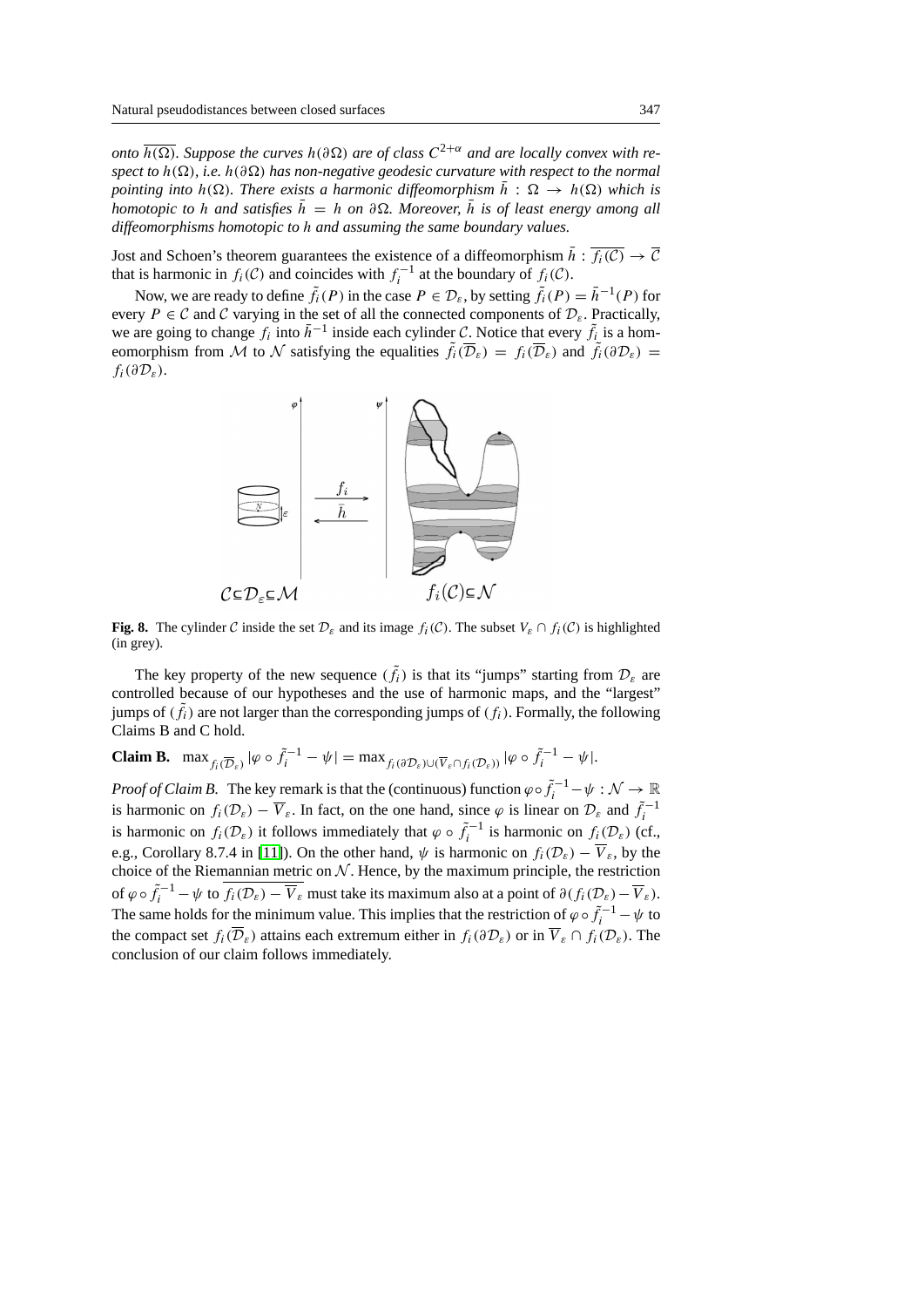*onto $\overline{h(\Omega)}$. Suppose the curves $h(\partial\Omega)$ are of class $C^{2+\alpha}$ and are locally convex with respect to $h(\Omega)$, i.e. $h(\partial\Omega)$ has non-negative geodesic curvature with respect to the normal pointing into $h(\Omega)$. There exists a harmonic diffeomorphism $\bar{h} : \Omega \to h(\Omega)$ which is homotopic to $h$ and satisfies $\bar{h} = h$ on $\partial\Omega$. Moreover, $\bar{h}$ is of least energy among all diffeomorphisms homotopic to $h$ and assuming the same boundary values.*

Jost and Schoen's theorem guarantees the existence of a diffeomorphism $\bar{h} : \overline{f_i(\mathcal{C})} \to \overline{\mathcal{C}}$ that is harmonic in $f_i(\mathcal{C})$ and coincides with $f_i^{-1}$ at the boundary of $f_i(\mathcal{C})$.

Now, we are ready to define $\tilde{f}_i(P)$ in the case $P \in \mathcal{D}_\varepsilon$, by setting $\tilde{f}_i(P) = \bar{h}^{-1}(P)$ for every $P \in \mathcal{C}$ and $\mathcal{C}$ varying in the set of all the connected components of $\mathcal{D}_\varepsilon$. Practically, we are going to change $f_i$ into $\bar{h}^{-1}$ inside each cylinder $\mathcal{C}$. Notice that every $\tilde{f}_i$ is a homeomorphism from $\mathcal{M}$ to $\mathcal{N}$ satisfying the equalities $\tilde{f}_i(\overline{\mathcal{D}}_\varepsilon) = f_i(\overline{\mathcal{D}}_\varepsilon)$ and $\tilde{f}_i(\partial\mathcal{D}_\varepsilon) = f_i(\partial\mathcal{D}_\varepsilon)$.

**Fig. 8.** The cylinder $\mathcal{C}$ inside the set $\mathcal{D}_\varepsilon$ and its image $f_i(\mathcal{C})$. The subset $V_\varepsilon \cap f_i(\mathcal{C})$ is highlighted (in grey).

The key property of the new sequence $(\tilde{f}_i)$ is that its "jumps" starting from $\mathcal{D}_\varepsilon$ are controlled because of our hypotheses and the use of harmonic maps, and the "largest" jumps of $(\tilde{f}_i)$ are not larger than the corresponding jumps of $(f_i)$. Formally, the following Claims B and C hold.

**Claim B.** $\max_{f_i(\overline{\mathcal{D}}_\varepsilon)} |\varphi \circ \tilde{f}_i^{-1} - \psi| = \max_{f_i(\partial\mathcal{D}_\varepsilon)\cup(\overline{V}_\varepsilon \cap f_i(\mathcal{D}_\varepsilon))} |\varphi \circ \tilde{f}_i^{-1} - \psi|$.

*Proof of Claim B.* The key remark is that the (continuous) function $\varphi \circ \tilde{f}_i^{-1} - \psi : \mathcal{N} \to \mathbb{R}$ is harmonic on $f_i(\mathcal{D}_\varepsilon) - \overline{V}_\varepsilon$. In fact, on the one hand, since $\varphi$ is linear on $\mathcal{D}_\varepsilon$ and $\tilde{f}_i^{-1}$ is harmonic on $f_i(\mathcal{D}_\varepsilon)$ it follows immediately that $\varphi \circ \tilde{f}_i^{-1}$ is harmonic on $f_i(\mathcal{D}_\varepsilon)$ (cf., e.g., Corollary 8.7.4 in [11]). On the other hand, $\psi$ is harmonic on $f_i(\mathcal{D}_\varepsilon) - \overline{V}_\varepsilon$, by the choice of the Riemannian metric on $\mathcal{N}$. Hence, by the maximum principle, the restriction of $\varphi \circ \tilde{f}_i^{-1} - \psi$ to $\overline{f_i(\mathcal{D}_\varepsilon) - \overline{V}_\varepsilon}$ must take its maximum also at a point of $\partial(f_i(\mathcal{D}_\varepsilon) - \overline{V}_\varepsilon)$. The same holds for the minimum value. This implies that the restriction of $\varphi \circ \tilde{f}_i^{-1} - \psi$ to the compact set $f_i(\overline{\mathcal{D}}_\varepsilon)$ attains each extremum either in $f_i(\partial\mathcal{D}_\varepsilon)$ or in $\overline{V}_\varepsilon \cap f_i(\mathcal{D}_\varepsilon)$. The conclusion of our claim follows immediately.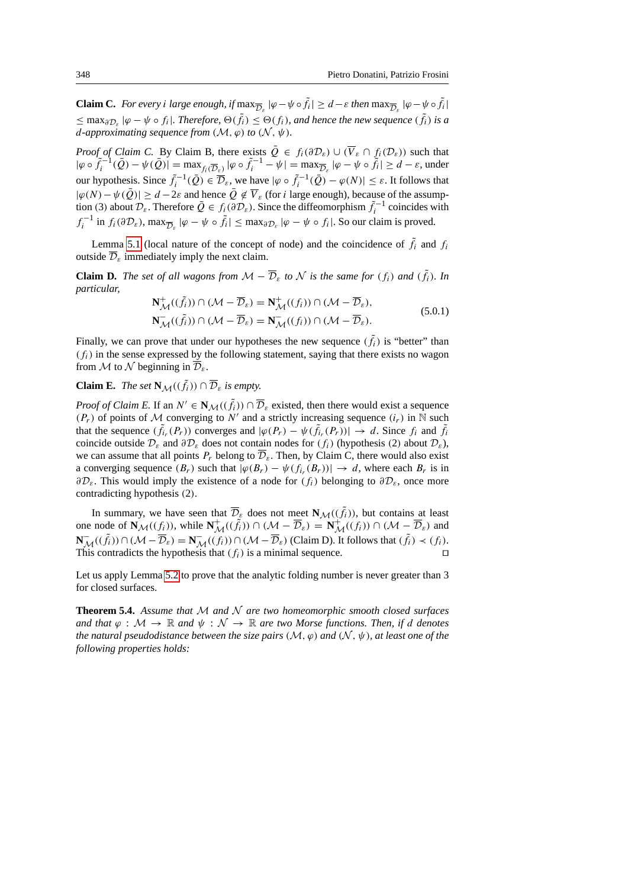**Claim C.** *For every $i$ large enough, if $\max_{\overline{\mathcal{D}}_\varepsilon} |\varphi - \psi \circ \tilde{f}_i| \geq d - \varepsilon$ then $\max_{\overline{\mathcal{D}}_\varepsilon} |\varphi - \psi \circ \tilde{f}_i| \leq \max_{\partial \mathcal{D}_\varepsilon} |\varphi - \psi \circ f_i|$. Therefore, $\Theta(\tilde{f}_i) \leq \Theta(f_i)$, and hence the new sequence $(\tilde{f}_i)$ is a $d$-approximating sequence from $(\mathcal{M}, \varphi)$ to $(\mathcal{N}, \psi)$.*

*Proof of Claim C.* By Claim B, there exists $\bar{Q} \in f_i(\partial \mathcal{D}_\varepsilon) \cup (\overline{V}_\varepsilon \cap f_i(\mathcal{D}_\varepsilon))$ such that $|\varphi \circ \tilde{f}_i^{-1}(\bar{Q}) - \psi(\bar{Q})| = \max_{f_i(\overline{\mathcal{D}}_\varepsilon)} |\varphi \circ \tilde{f}_i^{-1} - \psi| = \max_{\overline{\mathcal{D}}_\varepsilon} |\varphi - \psi \circ \tilde{f}_i| \geq d - \varepsilon$, under our hypothesis. Since $\tilde{f}_i^{-1}(\bar{Q}) \in \overline{\mathcal{D}}_\varepsilon$, we have $|\varphi \circ \tilde{f}_i^{-1}(\bar{Q}) - \varphi(N)| \leq \varepsilon$. It follows that $|\varphi(N) - \psi(\bar{Q})| \geq d - 2\varepsilon$ and hence $\bar{Q} \notin \overline{V}_\varepsilon$ (for $i$ large enough), because of the assumption (3) about $\mathcal{D}_\varepsilon$. Therefore $\bar{Q} \in f_i(\partial \mathcal{D}_\varepsilon)$. Since the diffeomorphism $\tilde{f}_i^{-1}$ coincides with $f_i^{-1}$ in $f_i(\partial \mathcal{D}_\varepsilon)$, $\max_{\overline{\mathcal{D}}_\varepsilon} |\varphi - \psi \circ \tilde{f}_i| \leq \max_{\partial \mathcal{D}_\varepsilon} |\varphi - \psi \circ f_i|$. So our claim is proved.

Lemma 5.1 (local nature of the concept of node) and the coincidence of $\tilde{f}_i$ and $f_i$ outside $\overline{\mathcal{D}}_\varepsilon$ immediately imply the next claim.

**Claim D.** *The set of all wagons from $\mathcal{M} - \overline{\mathcal{D}}_\varepsilon$ to $\mathcal{N}$ is the same for $(f_i)$ and $(\tilde{f}_i)$. In particular,*

$$
\begin{aligned}
\mathbf{N}^+_{\mathcal{M}}((\tilde{f}_i)) \cap (\mathcal{M} - \overline{\mathcal{D}}_\varepsilon) &= \mathbf{N}^+_{\mathcal{M}}((f_i)) \cap (\mathcal{M} - \overline{\mathcal{D}}_\varepsilon), \\
\mathbf{N}^-_{\mathcal{M}}((\tilde{f}_i)) \cap (\mathcal{M} - \overline{\mathcal{D}}_\varepsilon) &= \mathbf{N}^-_{\mathcal{M}}((f_i)) \cap (\mathcal{M} - \overline{\mathcal{D}}_\varepsilon).
\end{aligned}
\tag{5.0.1}
$$

Finally, we can prove that under our hypotheses the new sequence $(\tilde{f}_i)$ is "better" than $(f_i)$ in the sense expressed by the following statement, saying that there exists no wagon from $\mathcal{M}$ to $\mathcal{N}$ beginning in $\overline{\mathcal{D}}_\varepsilon$.

**Claim E.** *The set $\mathbf{N}_{\mathcal{M}}((\tilde{f}_i)) \cap \overline{\mathcal{D}}_\varepsilon$ is empty.*

*Proof of Claim E.* If an $N' \in \mathbf{N}_{\mathcal{M}}((\tilde{f}_i)) \cap \overline{\mathcal{D}}_\varepsilon$ existed, then there would exist a sequence $(P_r)$ of points of $\mathcal{M}$ converging to $N'$ and a strictly increasing sequence $(i_r)$ in $\mathbb{N}$ such that the sequence $(\tilde{f}_{i_r}(P_r))$ converges and $|\varphi(P_r) - \psi(\tilde{f}_{i_r}(P_r))| \to d$. Since $f_i$ and $\tilde{f}_i$ coincide outside $\mathcal{D}_\varepsilon$ and $\partial \mathcal{D}_\varepsilon$ does not contain nodes for $(f_i)$ (hypothesis (2) about $\mathcal{D}_\varepsilon$), we can assume that all points $P_r$ belong to $\overline{\mathcal{D}}_\varepsilon$. Then, by Claim C, there would also exist a converging sequence $(B_r)$ such that $|\varphi(B_r) - \psi(f_{i_r}(B_r))| \to d$, where each $B_r$ is in $\partial \mathcal{D}_\varepsilon$. This would imply the existence of a node for $(f_i)$ belonging to $\partial \mathcal{D}_\varepsilon$, once more contradicting hypothesis (2).

In summary, we have seen that $\overline{\mathcal{D}}_\varepsilon$ does not meet $\mathbf{N}_{\mathcal{M}}((\tilde{f}_i))$, but contains at least one node of $\mathbf{N}_{\mathcal{M}}((f_i))$, while $\mathbf{N}^+_{\mathcal{M}}((\tilde{f}_i)) \cap (\mathcal{M} - \overline{\mathcal{D}}_\varepsilon) = \mathbf{N}^+_{\mathcal{M}}((f_i)) \cap (\mathcal{M} - \overline{\mathcal{D}}_\varepsilon)$ and $\mathbf{N}^-_{\mathcal{M}}((\tilde{f}_i)) \cap (\mathcal{M} - \overline{\mathcal{D}}_\varepsilon) = \mathbf{N}^-_{\mathcal{M}}((f_i)) \cap (\mathcal{M} - \overline{\mathcal{D}}_\varepsilon)$ (Claim D). It follows that $(\tilde{f}_i) \prec (f_i)$. This contradicts the hypothesis that $(f_i)$ is a minimal sequence. $\square$

Let us apply Lemma 5.2 to prove that the analytic folding number is never greater than 3 for closed surfaces.

**Theorem 5.4.** *Assume that $\mathcal{M}$ and $\mathcal{N}$ are two homeomorphic smooth closed surfaces and that $\varphi : \mathcal{M} \to \mathbb{R}$ and $\psi : \mathcal{N} \to \mathbb{R}$ are two Morse functions. Then, if $d$ denotes the natural pseudodistance between the size pairs $(\mathcal{M}, \varphi)$ and $(\mathcal{N}, \psi)$, at least one of the following properties holds:*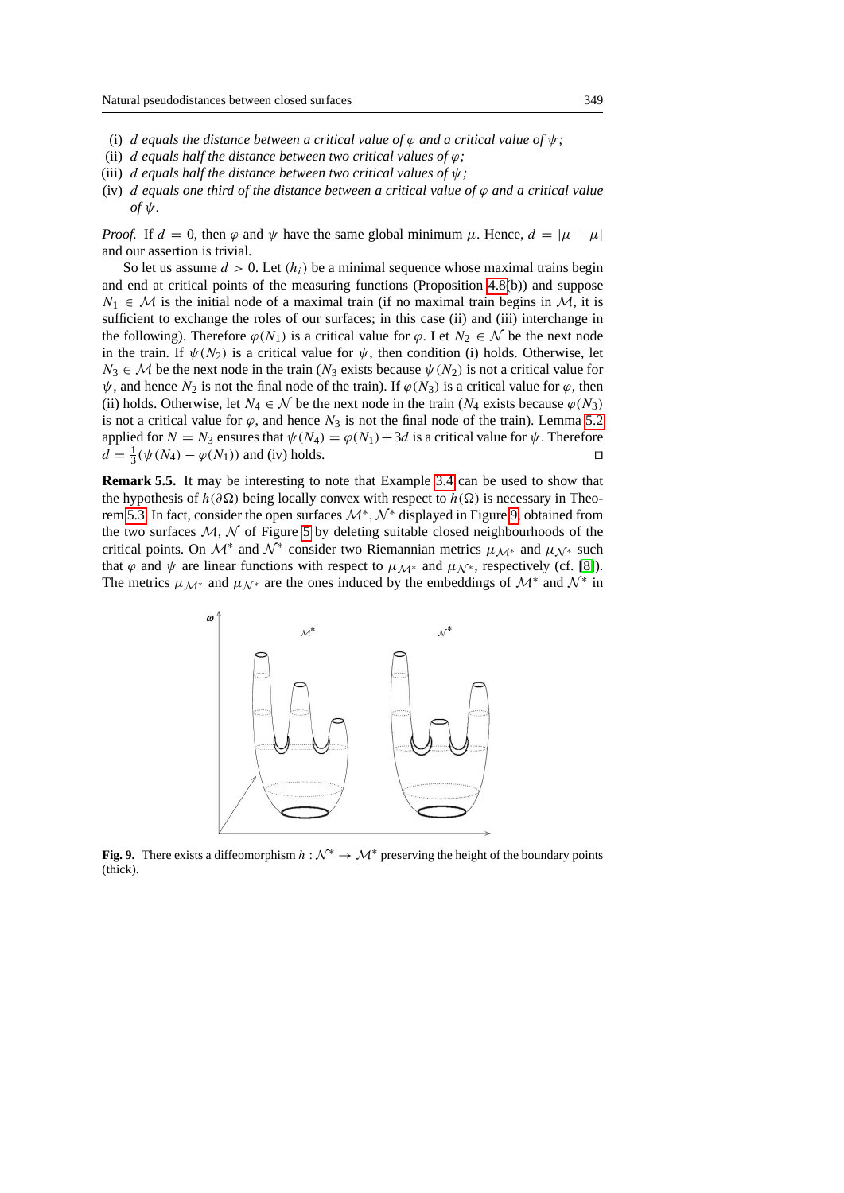(i) *$d$ equals the distance between a critical value of $\varphi$ and a critical value of $\psi$;*
(ii) *$d$ equals half the distance between two critical values of $\varphi$;*
(iii) *$d$ equals half the distance between two critical values of $\psi$;*
(iv) *$d$ equals one third of the distance between a critical value of $\varphi$ and a critical value of $\psi$.*

*Proof.* If $d = 0$, then $\varphi$ and $\psi$ have the same global minimum $\mu$. Hence, $d = |\mu - \mu|$ and our assertion is trivial.

So let us assume $d > 0$. Let $(h_i)$ be a minimal sequence whose maximal trains begin and end at critical points of the measuring functions (Proposition 4.8(b)) and suppose $N_1 \in \mathcal{M}$ is the initial node of a maximal train (if no maximal train begins in $\mathcal{M}$, it is sufficient to exchange the roles of our surfaces; in this case (ii) and (iii) interchange in the following). Therefore $\varphi(N_1)$ is a critical value for $\varphi$. Let $N_2 \in \mathcal{N}$ be the next node in the train. If $\psi(N_2)$ is a critical value for $\psi$, then condition (i) holds. Otherwise, let $N_3 \in \mathcal{M}$ be the next node in the train ($N_3$ exists because $\psi(N_2)$ is not a critical value for $\psi$, and hence $N_2$ is not the final node of the train). If $\varphi(N_3)$ is a critical value for $\varphi$, then (ii) holds. Otherwise, let $N_4 \in \mathcal{N}$ be the next node in the train ($N_4$ exists because $\varphi(N_3)$ is not a critical value for $\varphi$, and hence $N_3$ is not the final node of the train). Lemma 5.2 applied for $N = N_3$ ensures that $\psi(N_4) = \varphi(N_1) + 3d$ is a critical value for $\psi$. Therefore $d = \frac{1}{3}(\psi(N_4) - \varphi(N_1))$ and (iv) holds. □

**Remark 5.5.** It may be interesting to note that Example 3.4 can be used to show that the hypothesis of $h(\partial\Omega)$ being locally convex with respect to $h(\Omega)$ is necessary in Theorem 5.3. In fact, consider the open surfaces $\mathcal{M}^*, \mathcal{N}^*$ displayed in Figure 9, obtained from the two surfaces $\mathcal{M}, \mathcal{N}$ of Figure 5 by deleting suitable closed neighbourhoods of the critical points. On $\mathcal{M}^*$ and $\mathcal{N}^*$ consider two Riemannian metrics $\mu_{\mathcal{M}^*}$ and $\mu_{\mathcal{N}^*}$ such that $\varphi$ and $\psi$ are linear functions with respect to $\mu_{\mathcal{M}^*}$ and $\mu_{\mathcal{N}^*}$, respectively (cf. [8]). The metrics $\mu_{\mathcal{M}^*}$ and $\mu_{\mathcal{N}^*}$ are the ones induced by the embeddings of $\mathcal{M}^*$ and $\mathcal{N}^*$ in

**Fig. 9.** There exists a diffeomorphism $h : \mathcal{N}^* \to \mathcal{M}^*$ preserving the height of the boundary points (thick).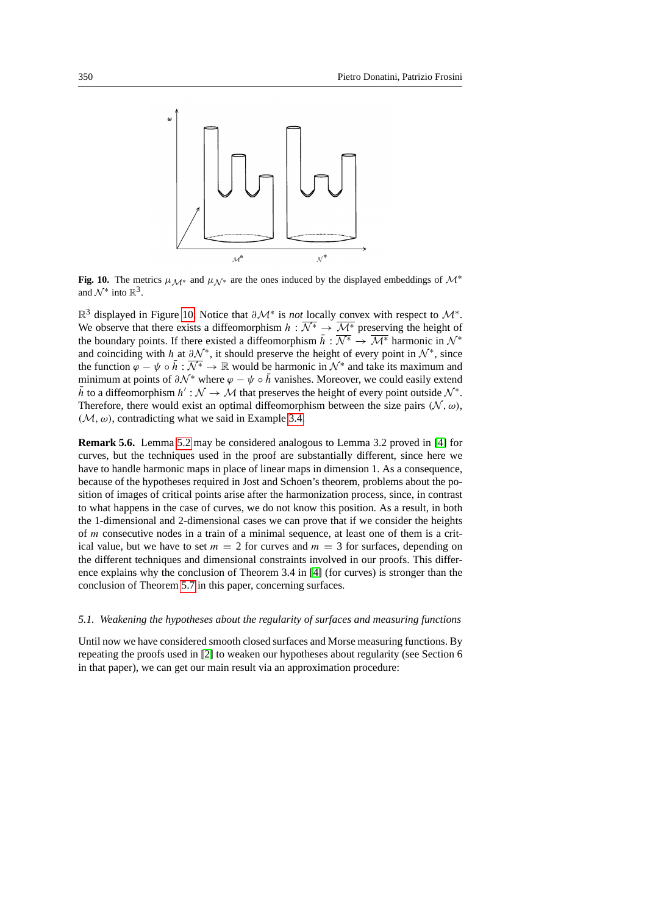**Fig. 10.** The metrics $\mu_{\mathcal{M}^*}$ and $\mu_{\mathcal{N}^*}$ are the ones induced by the displayed embeddings of $\mathcal{M}^*$ and $\mathcal{N}^*$ into $\mathbb{R}^3$.

$\mathbb{R}^3$ displayed in Figure 10. Notice that $\partial\mathcal{M}^*$ is *not* locally convex with respect to $\mathcal{M}^*$. We observe that there exists a diffeomorphism $h : \overline{\mathcal{N}^*} \to \overline{\mathcal{M}^*}$ preserving the height of the boundary points. If there existed a diffeomorphism $\bar{h} : \overline{\mathcal{N}^*} \to \overline{\mathcal{M}^*}$ harmonic in $\mathcal{N}^*$ and coinciding with $h$ at $\partial\mathcal{N}^*$, it should preserve the height of every point in $\mathcal{N}^*$, since the function $\varphi - \psi \circ \bar{h} : \overline{\mathcal{N}^*} \to \mathbb{R}$ would be harmonic in $\mathcal{N}^*$ and take its maximum and minimum at points of $\partial\mathcal{N}^*$ where $\varphi - \psi \circ \bar{h}$ vanishes. Moreover, we could easily extend $\bar{h}$ to a diffeomorphism $h' : \mathcal{N} \to \mathcal{M}$ that preserves the height of every point outside $\mathcal{N}^*$. Therefore, there would exist an optimal diffeomorphism between the size pairs $(\mathcal{N}, \omega)$, $(\mathcal{M}, \omega)$, contradicting what we said in Example 3.4.

**Remark 5.6.** Lemma 5.2 may be considered analogous to Lemma 3.2 proved in [4] for curves, but the techniques used in the proof are substantially different, since here we have to handle harmonic maps in place of linear maps in dimension 1. As a consequence, because of the hypotheses required in Jost and Schoen's theorem, problems about the position of images of critical points arise after the harmonization process, since, in contrast to what happens in the case of curves, we do not know this position. As a result, in both the 1-dimensional and 2-dimensional cases we can prove that if we consider the heights of $m$ consecutive nodes in a train of a minimal sequence, at least one of them is a critical value, but we have to set $m = 2$ for curves and $m = 3$ for surfaces, depending on the different techniques and dimensional constraints involved in our proofs. This difference explains why the conclusion of Theorem 3.4 in [4] (for curves) is stronger than the conclusion of Theorem 5.7 in this paper, concerning surfaces.

### *5.1. Weakening the hypotheses about the regularity of surfaces and measuring functions*

Until now we have considered smooth closed surfaces and Morse measuring functions. By repeating the proofs used in [2] to weaken our hypotheses about regularity (see Section 6 in that paper), we can get our main result via an approximation procedure: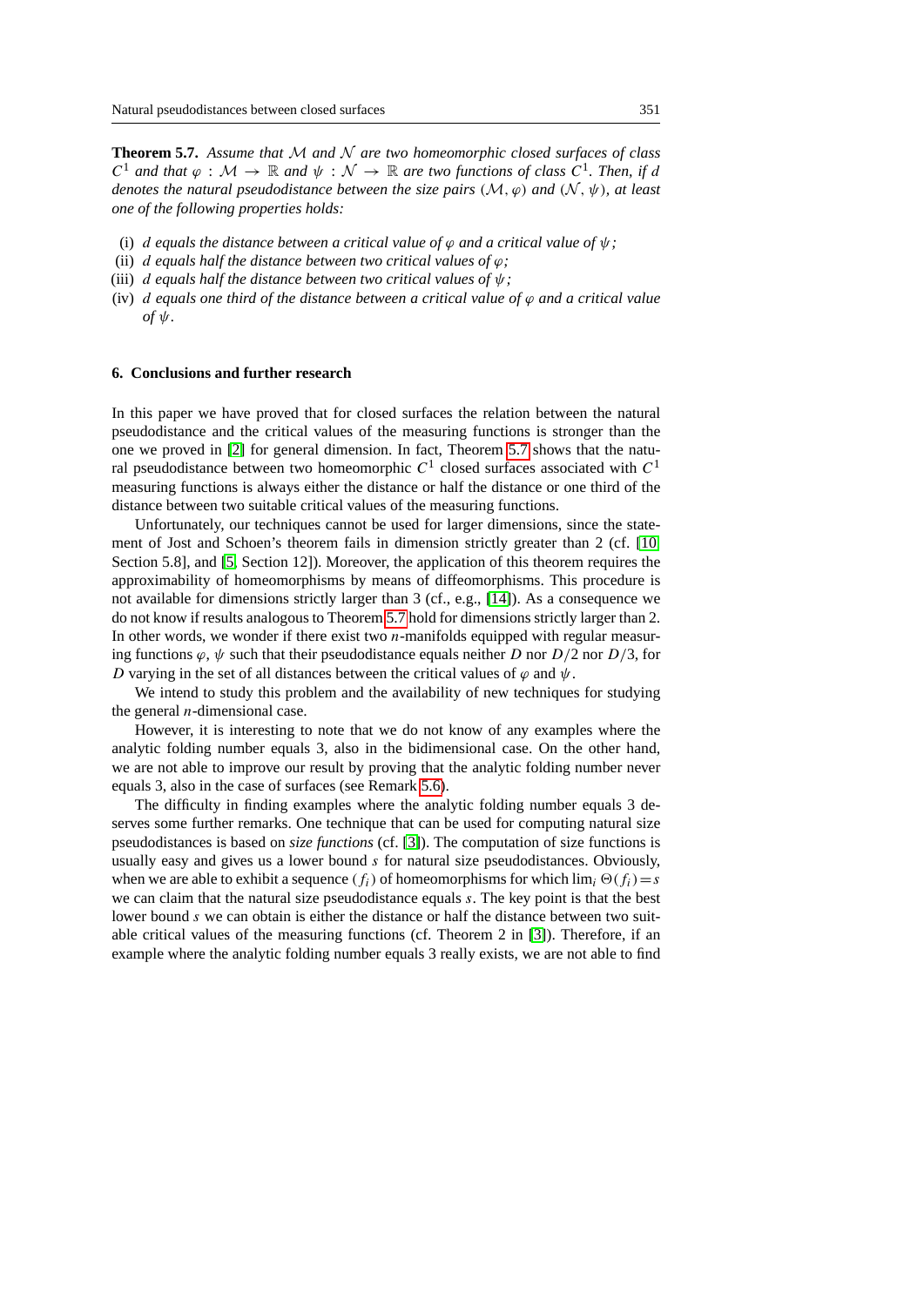**Theorem 5.7.** *Assume that $\mathcal{M}$ and $\mathcal{N}$ are two homeomorphic closed surfaces of class $C^1$ and that $\varphi : \mathcal{M} \to \mathbb{R}$ and $\psi : \mathcal{N} \to \mathbb{R}$ are two functions of class $C^1$. Then, if $d$ denotes the natural pseudodistance between the size pairs $(\mathcal{M}, \varphi)$ and $(\mathcal{N}, \psi)$, at least one of the following properties holds:*

- (i) *$d$ equals the distance between a critical value of $\varphi$ and a critical value of $\psi$;*
- (ii) *$d$ equals half the distance between two critical values of $\varphi$;*
- (iii) *$d$ equals half the distance between two critical values of $\psi$;*
- (iv) *$d$ equals one third of the distance between a critical value of $\varphi$ and a critical value of $\psi$.*

## 6. Conclusions and further research

In this paper we have proved that for closed surfaces the relation between the natural pseudodistance and the critical values of the measuring functions is stronger than the one we proved in [2] for general dimension. In fact, Theorem 5.7 shows that the natural pseudodistance between two homeomorphic $C^1$ closed surfaces associated with $C^1$ measuring functions is always either the distance or half the distance or one third of the distance between two suitable critical values of the measuring functions.

Unfortunately, our techniques cannot be used for larger dimensions, since the statement of Jost and Schoen's theorem fails in dimension strictly greater than 2 (cf. [10, Section 5.8], and [5, Section 12]). Moreover, the application of this theorem requires the approximability of homeomorphisms by means of diffeomorphisms. This procedure is not available for dimensions strictly larger than 3 (cf., e.g., [14]). As a consequence we do not know if results analogous to Theorem 5.7 hold for dimensions strictly larger than 2. In other words, we wonder if there exist two $n$-manifolds equipped with regular measuring functions $\varphi$, $\psi$ such that their pseudodistance equals neither $D$ nor $D/2$ nor $D/3$, for $D$ varying in the set of all distances between the critical values of $\varphi$ and $\psi$.

We intend to study this problem and the availability of new techniques for studying the general $n$-dimensional case.

However, it is interesting to note that we do not know of any examples where the analytic folding number equals 3, also in the bidimensional case. On the other hand, we are not able to improve our result by proving that the analytic folding number never equals 3, also in the case of surfaces (see Remark 5.6).

The difficulty in finding examples where the analytic folding number equals 3 deserves some further remarks. One technique that can be used for computing natural size pseudodistances is based on *size functions* (cf. [3]). The computation of size functions is usually easy and gives us a lower bound $s$ for natural size pseudodistances. Obviously, when we are able to exhibit a sequence $(f_i)$ of homeomorphisms for which $\lim_i \Theta(f_i) = s$ we can claim that the natural size pseudodistance equals $s$. The key point is that the best lower bound $s$ we can obtain is either the distance or half the distance between two suitable critical values of the measuring functions (cf. Theorem 2 in [3]). Therefore, if an example where the analytic folding number equals 3 really exists, we are not able to find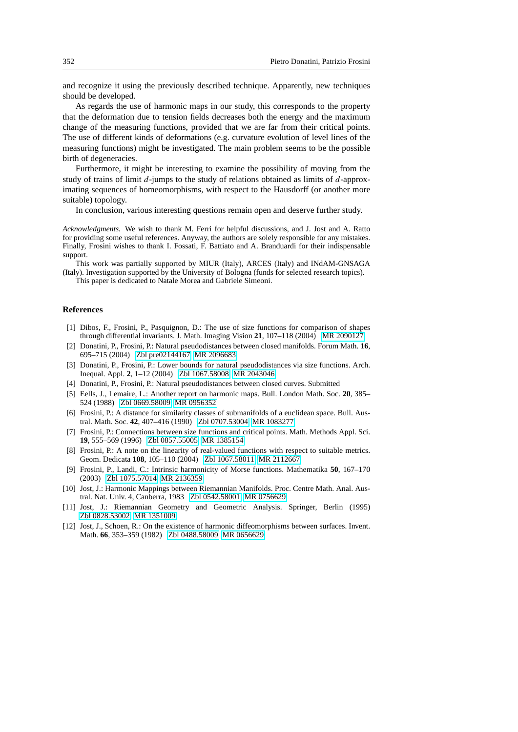and recognize it using the previously described technique. Apparently, new techniques should be developed.

As regards the use of harmonic maps in our study, this corresponds to the property that the deformation due to tension fields decreases both the energy and the maximum change of the measuring functions, provided that we are far from their critical points. The use of different kinds of deformations (e.g. curvature evolution of level lines of the measuring functions) might be investigated. The main problem seems to be the possible birth of degeneracies.

Furthermore, it might be interesting to examine the possibility of moving from the study of trains of limit $d$-jumps to the study of relations obtained as limits of $d$-approximating sequences of homeomorphisms, with respect to the Hausdorff (or another more suitable) topology.

In conclusion, various interesting questions remain open and deserve further study.

*Acknowledgments.* We wish to thank M. Ferri for helpful discussions, and J. Jost and A. Ratto for providing some useful references. Anyway, the authors are solely responsible for any mistakes. Finally, Frosini wishes to thank I. Fossati, F. Battiato and A. Branduardi for their indispensable support.

This work was partially supported by MIUR (Italy), ARCES (Italy) and INdAM-GNSAGA (Italy). Investigation supported by the University of Bologna (funds for selected research topics).

This paper is dedicated to Natale Morea and Gabriele Simeoni.

## References

[1] Dibos, F., Frosini, P., Pasquignon, D.: The use of size functions for comparison of shapes through differential invariants. J. Math. Imaging Vision **21**, 107–118 (2004) MR 2090127

[2] Donatini, P., Frosini, P.: Natural pseudodistances between closed manifolds. Forum Math. **16**, 695–715 (2004) Zbl pre02144167 MR 2096683

[3] Donatini, P., Frosini, P.: Lower bounds for natural pseudodistances via size functions. Arch. Inequal. Appl. **2**, 1–12 (2004) Zbl 1067.58008 MR 2043046

[4] Donatini, P., Frosini, P.: Natural pseudodistances between closed curves. Submitted

[5] Eells, J., Lemaire, L.: Another report on harmonic maps. Bull. London Math. Soc. **20**, 385–524 (1988) Zbl 0669.58009 MR 0956352

[6] Frosini, P.: A distance for similarity classes of submanifolds of a euclidean space. Bull. Austral. Math. Soc. **42**, 407–416 (1990) Zbl 0707.53004 MR 1083277

[7] Frosini, P.: Connections between size functions and critical points. Math. Methods Appl. Sci. **19**, 555–569 (1996) Zbl 0857.55005 MR 1385154

[8] Frosini, P.: A note on the linearity of real-valued functions with respect to suitable metrics. Geom. Dedicata **108**, 105–110 (2004) Zbl 1067.58011 MR 2112667

[9] Frosini, P., Landi, C.: Intrinsic harmonicity of Morse functions. Mathematika **50**, 167–170 (2003) Zbl 1075.57014 MR 2136359

[10] Jost, J.: Harmonic Mappings between Riemannian Manifolds. Proc. Centre Math. Anal. Austral. Nat. Univ. 4, Canberra, 1983 Zbl 0542.58001 MR 0756629

[11] Jost, J.: Riemannian Geometry and Geometric Analysis. Springer, Berlin (1995) Zbl 0828.53002 MR 1351009

[12] Jost, J., Schoen, R.: On the existence of harmonic diffeomorphisms between surfaces. Invent. Math. **66**, 353–359 (1982) Zbl 0488.58009 MR 0656629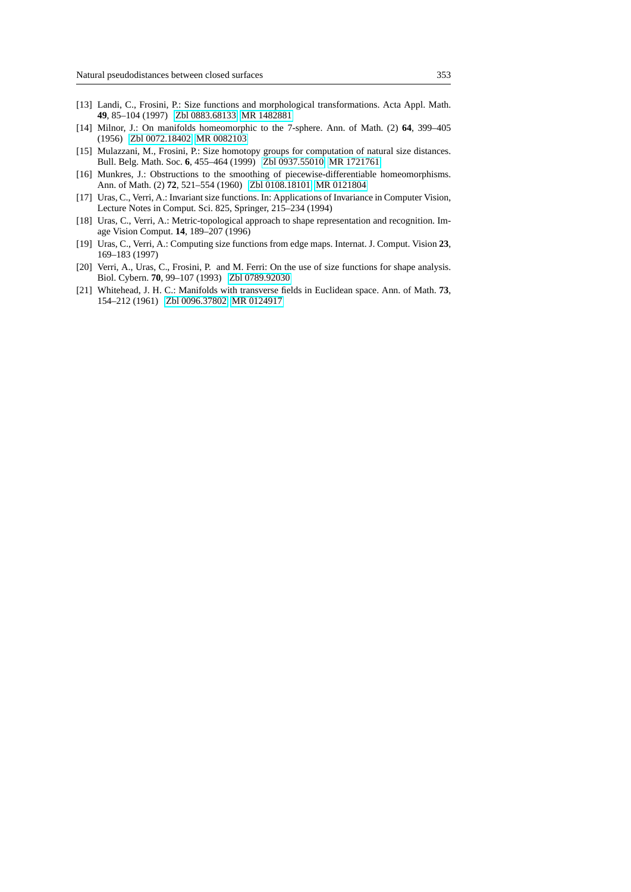[13] Landi, C., Frosini, P.: Size functions and morphological transformations. Acta Appl. Math. **49**, 85–104 (1997) Zbl 0883.68133 MR 1482881

[14] Milnor, J.: On manifolds homeomorphic to the 7-sphere. Ann. of Math. (2) **64**, 399–405 (1956) Zbl 0072.18402 MR 0082103

[15] Mulazzani, M., Frosini, P.: Size homotopy groups for computation of natural size distances. Bull. Belg. Math. Soc. **6**, 455–464 (1999) Zbl 0937.55010 MR 1721761

[16] Munkres, J.: Obstructions to the smoothing of piecewise-differentiable homeomorphisms. Ann. of Math. (2) **72**, 521–554 (1960) Zbl 0108.18101 MR 0121804

[17] Uras, C., Verri, A.: Invariant size functions. In: Applications of Invariance in Computer Vision, Lecture Notes in Comput. Sci. 825, Springer, 215–234 (1994)

[18] Uras, C., Verri, A.: Metric-topological approach to shape representation and recognition. Image Vision Comput. **14**, 189–207 (1996)

[19] Uras, C., Verri, A.: Computing size functions from edge maps. Internat. J. Comput. Vision **23**, 169–183 (1997)

[20] Verri, A., Uras, C., Frosini, P. and M. Ferri: On the use of size functions for shape analysis. Biol. Cybern. **70**, 99–107 (1993) Zbl 0789.92030

[21] Whitehead, J. H. C.: Manifolds with transverse fields in Euclidean space. Ann. of Math. **73**, 154–212 (1961) Zbl 0096.37802 MR 0124917